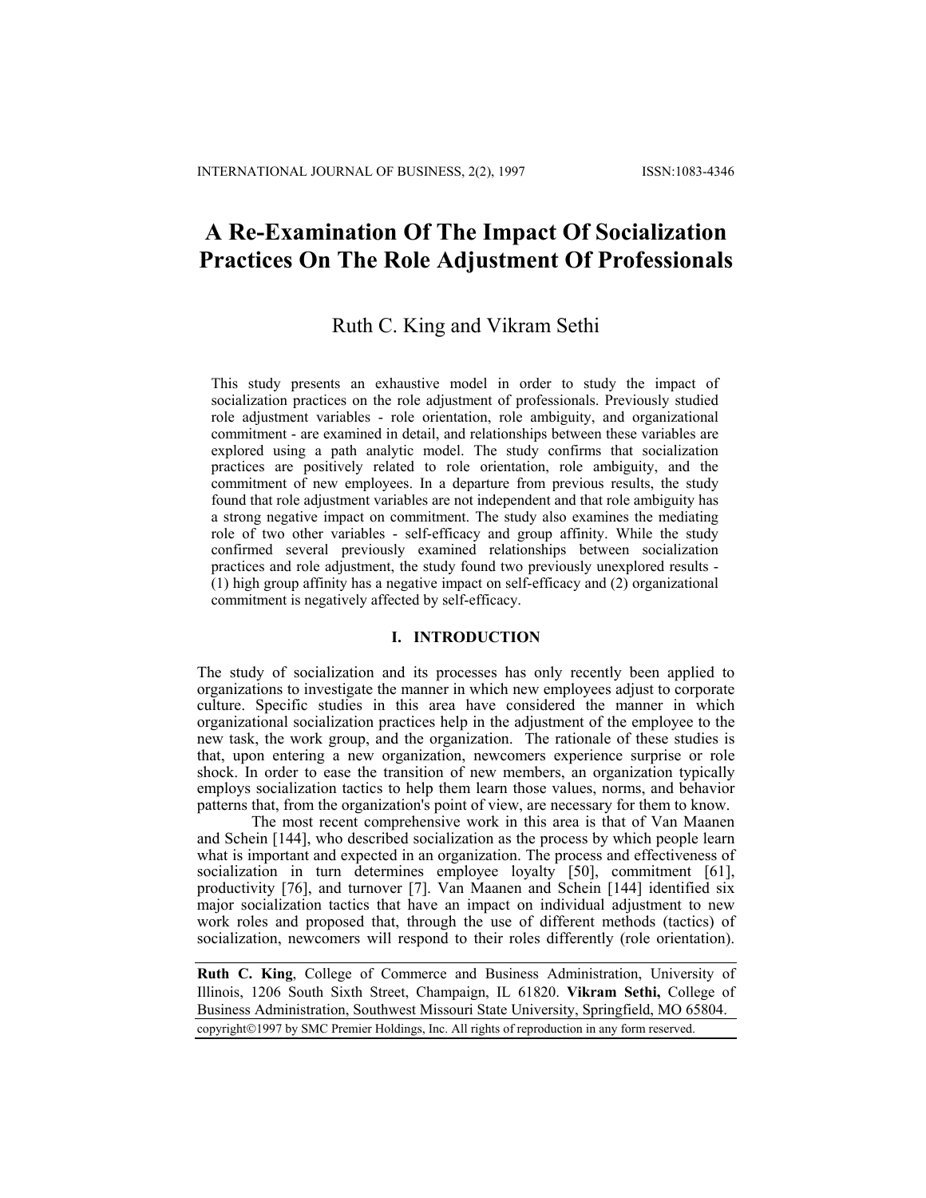# A Re-Examination Of The Impact Of Socialization Practices On The Role Adjustment Of Professionals

Ruth C. King and Vikram Sethi

This study presents an exhaustive model in order to study the impact of socialization practices on the role adjustment of professionals. Previously studied role adjustment variables - role orientation, role ambiguity, and organizational commitment - are examined in detail, and relationships between these variables are explored using a path analytic model. The study confirms that socialization practices are positively related to role orientation, role ambiguity, and the commitment of new employees. In a departure from previous results, the study found that role adjustment variables are not independent and that role ambiguity has a strong negative impact on commitment. The study also examines the mediating role of two other variables - self-efficacy and group affinity. While the study confirmed several previously examined relationships between socialization practices and role adjustment, the study found two previously unexplored results - (1) high group affinity has a negative impact on self-efficacy and (2) organizational commitment is negatively affected by self-efficacy.

## I. INTRODUCTION

The study of socialization and its processes has only recently been applied to organizations to investigate the manner in which new employees adjust to corporate culture. Specific studies in this area have considered the manner in which organizational socialization practices help in the adjustment of the employee to the new task, the work group, and the organization. The rationale of these studies is that, upon entering a new organization, newcomers experience surprise or role shock. In order to ease the transition of new members, an organization typically employs socialization tactics to help them learn those values, norms, and behavior patterns that, from the organization's point of view, are necessary for them to know.

The most recent comprehensive work in this area is that of Van Maanen and Schein [144], who described socialization as the process by which people learn what is important and expected in an organization. The process and effectiveness of socialization in turn determines employee loyalty [50], commitment [61], productivity [76], and turnover [7]. Van Maanen and Schein [144] identified six major socialization tactics that have an impact on individual adjustment to new work roles and proposed that, through the use of different methods (tactics) of socialization, newcomers will respond to their roles differently (role orientation).

**Ruth C. King**, College of Commerce and Business Administration, University of Illinois, 1206 South Sixth Street, Champaign, IL 61820. **Vikram Sethi,** College of Business Administration, Southwest Missouri State University, Springfield, MO 65804.

copyright©1997 by SMC Premier Holdings, Inc. All rights of reproduction in any form reserved.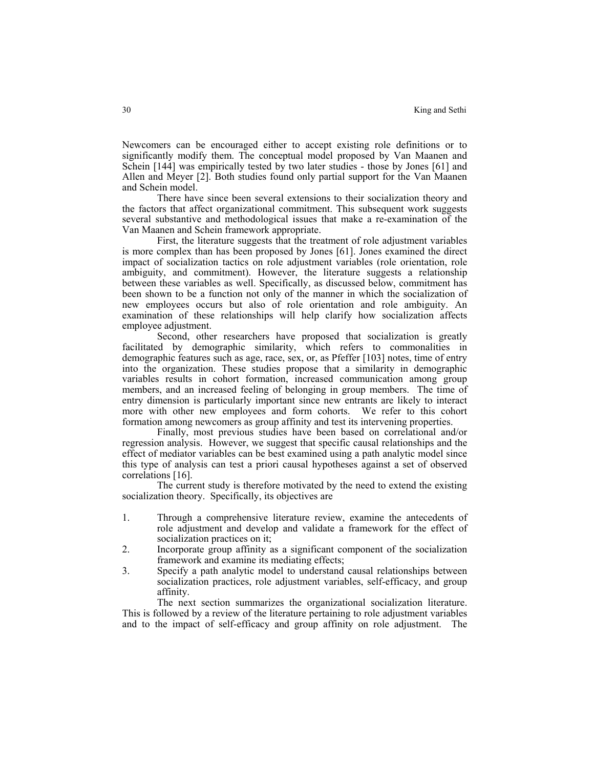Newcomers can be encouraged either to accept existing role definitions or to significantly modify them. The conceptual model proposed by Van Maanen and Schein [144] was empirically tested by two later studies - those by Jones [61] and Allen and Meyer [2]. Both studies found only partial support for the Van Maanen and Schein model.

There have since been several extensions to their socialization theory and the factors that affect organizational commitment. This subsequent work suggests several substantive and methodological issues that make a re-examination of the Van Maanen and Schein framework appropriate.

First, the literature suggests that the treatment of role adjustment variables is more complex than has been proposed by Jones [61]. Jones examined the direct impact of socialization tactics on role adjustment variables (role orientation, role ambiguity, and commitment). However, the literature suggests a relationship between these variables as well. Specifically, as discussed below, commitment has been shown to be a function not only of the manner in which the socialization of new employees occurs but also of role orientation and role ambiguity. An examination of these relationships will help clarify how socialization affects employee adjustment.

Second, other researchers have proposed that socialization is greatly facilitated by demographic similarity, which refers to commonalities in demographic features such as age, race, sex, or, as Pfeffer [103] notes, time of entry into the organization. These studies propose that a similarity in demographic variables results in cohort formation, increased communication among group members, and an increased feeling of belonging in group members. The time of entry dimension is particularly important since new entrants are likely to interact more with other new employees and form cohorts. We refer to this cohort formation among newcomers as group affinity and test its intervening properties.

Finally, most previous studies have been based on correlational and/or regression analysis. However, we suggest that specific causal relationships and the effect of mediator variables can be best examined using a path analytic model since this type of analysis can test a priori causal hypotheses against a set of observed correlations [16].

The current study is therefore motivated by the need to extend the existing socialization theory. Specifically, its objectives are

1. Through a comprehensive literature review, examine the antecedents of role adjustment and develop and validate a framework for the effect of socialization practices on it;
2. Incorporate group affinity as a significant component of the socialization framework and examine its mediating effects;
3. Specify a path analytic model to understand causal relationships between socialization practices, role adjustment variables, self-efficacy, and group affinity.

The next section summarizes the organizational socialization literature. This is followed by a review of the literature pertaining to role adjustment variables and to the impact of self-efficacy and group affinity on role adjustment. The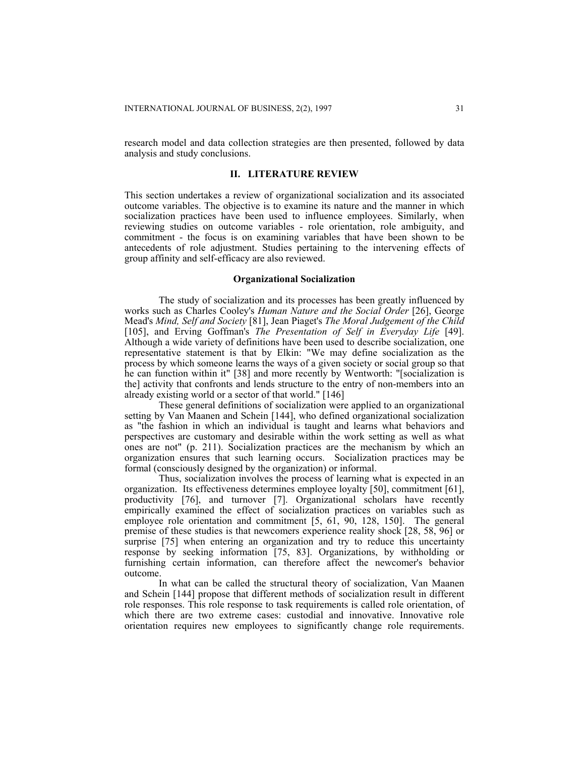research model and data collection strategies are then presented, followed by data analysis and study conclusions.

## II. LITERATURE REVIEW

This section undertakes a review of organizational socialization and its associated outcome variables. The objective is to examine its nature and the manner in which socialization practices have been used to influence employees. Similarly, when reviewing studies on outcome variables - role orientation, role ambiguity, and commitment - the focus is on examining variables that have been shown to be antecedents of role adjustment. Studies pertaining to the intervening effects of group affinity and self-efficacy are also reviewed.

### Organizational Socialization

The study of socialization and its processes has been greatly influenced by works such as Charles Cooley's *Human Nature and the Social Order* [26], George Mead's *Mind, Self and Society* [81], Jean Piaget's *The Moral Judgement of the Child* [105], and Erving Goffman's *The Presentation of Self in Everyday Life* [49]. Although a wide variety of definitions have been used to describe socialization, one representative statement is that by Elkin: "We may define socialization as the process by which someone learns the ways of a given society or social group so that he can function within it" [38] and more recently by Wentworth: "[socialization is the] activity that confronts and lends structure to the entry of non-members into an already existing world or a sector of that world." [146]

These general definitions of socialization were applied to an organizational setting by Van Maanen and Schein [144], who defined organizational socialization as "the fashion in which an individual is taught and learns what behaviors and perspectives are customary and desirable within the work setting as well as what ones are not" (p. 211). Socialization practices are the mechanism by which an organization ensures that such learning occurs. Socialization practices may be formal (consciously designed by the organization) or informal.

Thus, socialization involves the process of learning what is expected in an organization. Its effectiveness determines employee loyalty [50], commitment [61], productivity [76], and turnover [7]. Organizational scholars have recently empirically examined the effect of socialization practices on variables such as employee role orientation and commitment [5, 61, 90, 128, 150]. The general premise of these studies is that newcomers experience reality shock [28, 58, 96] or surprise [75] when entering an organization and try to reduce this uncertainty response by seeking information [75, 83]. Organizations, by withholding or furnishing certain information, can therefore affect the newcomer's behavior outcome.

In what can be called the structural theory of socialization, Van Maanen and Schein [144] propose that different methods of socialization result in different role responses. This role response to task requirements is called role orientation, of which there are two extreme cases: custodial and innovative. Innovative role orientation requires new employees to significantly change role requirements.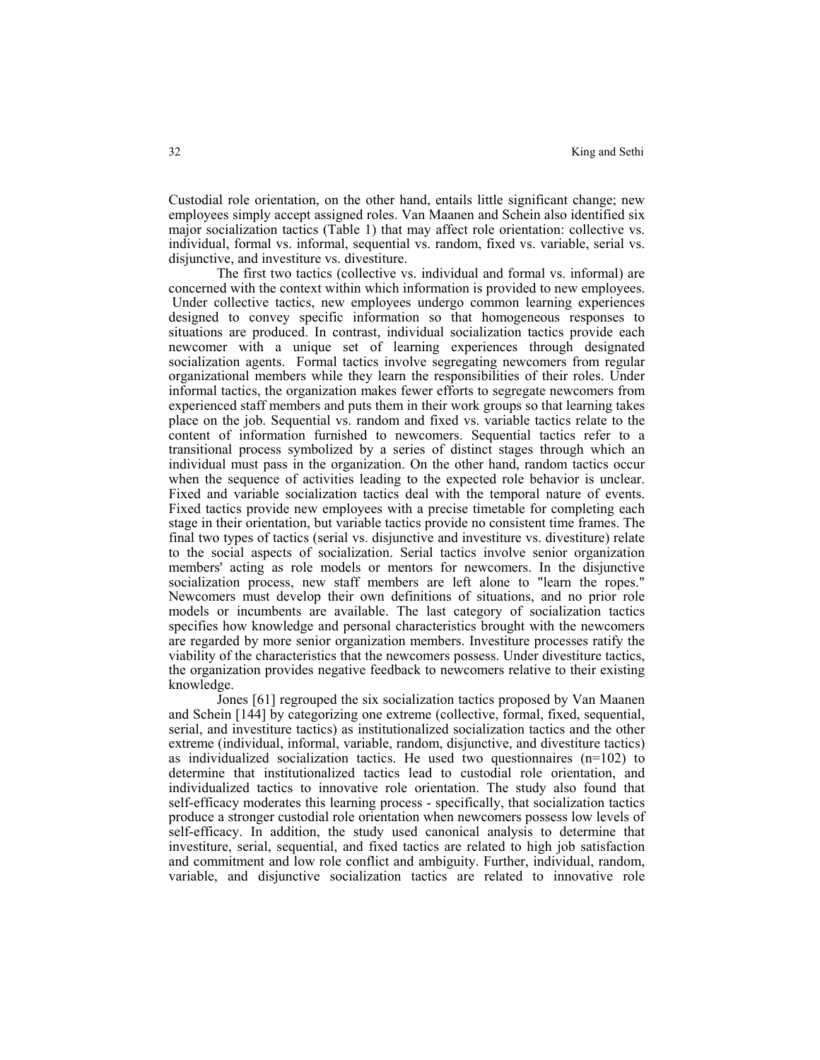Custodial role orientation, on the other hand, entails little significant change; new employees simply accept assigned roles. Van Maanen and Schein also identified six major socialization tactics (Table 1) that may affect role orientation: collective vs. individual, formal vs. informal, sequential vs. random, fixed vs. variable, serial vs. disjunctive, and investiture vs. divestiture.

The first two tactics (collective vs. individual and formal vs. informal) are concerned with the context within which information is provided to new employees. Under collective tactics, new employees undergo common learning experiences designed to convey specific information so that homogeneous responses to situations are produced. In contrast, individual socialization tactics provide each newcomer with a unique set of learning experiences through designated socialization agents. Formal tactics involve segregating newcomers from regular organizational members while they learn the responsibilities of their roles. Under informal tactics, the organization makes fewer efforts to segregate newcomers from experienced staff members and puts them in their work groups so that learning takes place on the job. Sequential vs. random and fixed vs. variable tactics relate to the content of information furnished to newcomers. Sequential tactics refer to a transitional process symbolized by a series of distinct stages through which an individual must pass in the organization. On the other hand, random tactics occur when the sequence of activities leading to the expected role behavior is unclear. Fixed and variable socialization tactics deal with the temporal nature of events. Fixed tactics provide new employees with a precise timetable for completing each stage in their orientation, but variable tactics provide no consistent time frames. The final two types of tactics (serial vs. disjunctive and investiture vs. divestiture) relate to the social aspects of socialization. Serial tactics involve senior organization members' acting as role models or mentors for newcomers. In the disjunctive socialization process, new staff members are left alone to "learn the ropes." Newcomers must develop their own definitions of situations, and no prior role models or incumbents are available. The last category of socialization tactics specifies how knowledge and personal characteristics brought with the newcomers are regarded by more senior organization members. Investiture processes ratify the viability of the characteristics that the newcomers possess. Under divestiture tactics, the organization provides negative feedback to newcomers relative to their existing knowledge.

Jones [61] regrouped the six socialization tactics proposed by Van Maanen and Schein [144] by categorizing one extreme (collective, formal, fixed, sequential, serial, and investiture tactics) as institutionalized socialization tactics and the other extreme (individual, informal, variable, random, disjunctive, and divestiture tactics) as individualized socialization tactics. He used two questionnaires (n=102) to determine that institutionalized tactics lead to custodial role orientation, and individualized tactics to innovative role orientation. The study also found that self-efficacy moderates this learning process - specifically, that socialization tactics produce a stronger custodial role orientation when newcomers possess low levels of self-efficacy. In addition, the study used canonical analysis to determine that investiture, serial, sequential, and fixed tactics are related to high job satisfaction and commitment and low role conflict and ambiguity. Further, individual, random, variable, and disjunctive socialization tactics are related to innovative role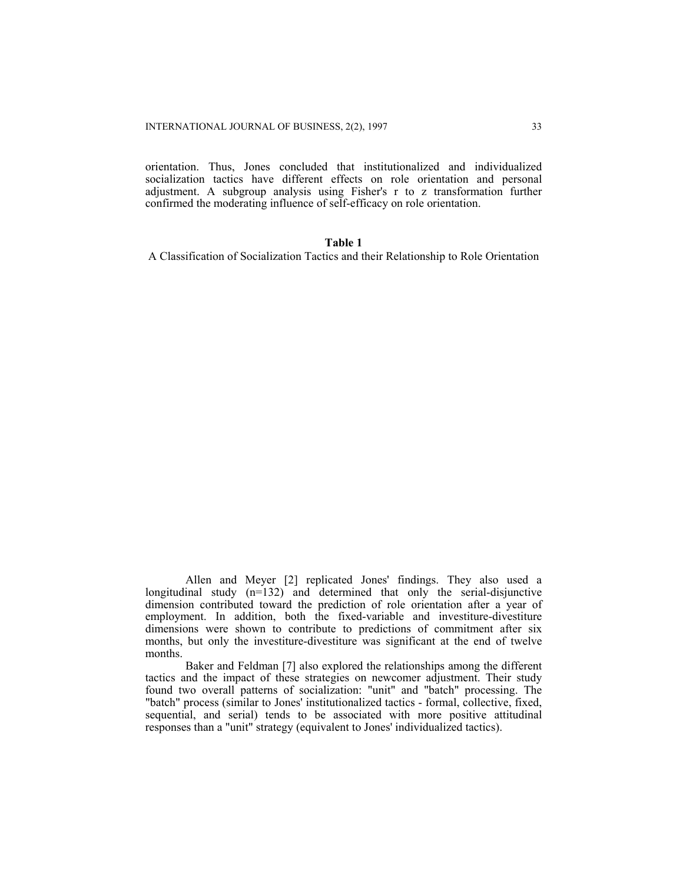orientation. Thus, Jones concluded that institutionalized and individualized socialization tactics have different effects on role orientation and personal adjustment. A subgroup analysis using Fisher's r to z transformation further confirmed the moderating influence of self-efficacy on role orientation.

**Table 1**

A Classification of Socialization Tactics and their Relationship to Role Orientation

Allen and Meyer [2] replicated Jones' findings. They also used a longitudinal study (n=132) and determined that only the serial-disjunctive dimension contributed toward the prediction of role orientation after a year of employment. In addition, both the fixed-variable and investiture-divestiture dimensions were shown to contribute to predictions of commitment after six months, but only the investiture-divestiture was significant at the end of twelve months.

Baker and Feldman [7] also explored the relationships among the different tactics and the impact of these strategies on newcomer adjustment. Their study found two overall patterns of socialization: "unit" and "batch" processing. The "batch" process (similar to Jones' institutionalized tactics - formal, collective, fixed, sequential, and serial) tends to be associated with more positive attitudinal responses than a "unit" strategy (equivalent to Jones' individualized tactics).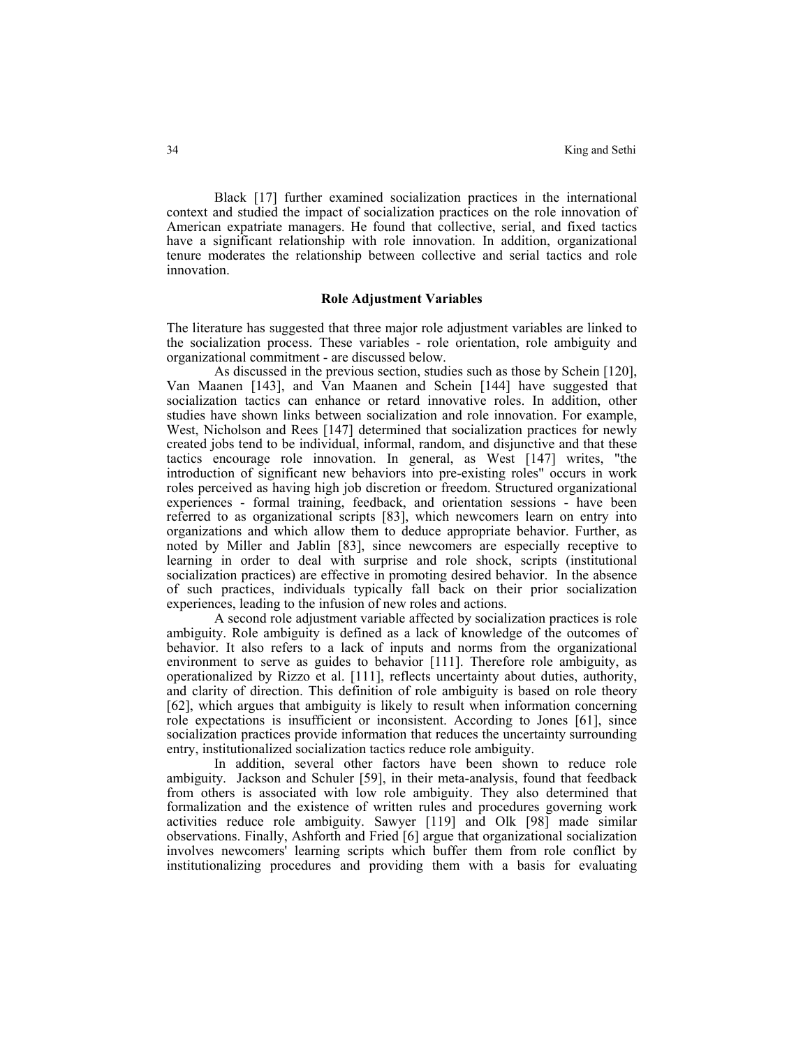Black [17] further examined socialization practices in the international context and studied the impact of socialization practices on the role innovation of American expatriate managers. He found that collective, serial, and fixed tactics have a significant relationship with role innovation. In addition, organizational tenure moderates the relationship between collective and serial tactics and role innovation.

## Role Adjustment Variables

The literature has suggested that three major role adjustment variables are linked to the socialization process. These variables - role orientation, role ambiguity and organizational commitment - are discussed below.

As discussed in the previous section, studies such as those by Schein [120], Van Maanen [143], and Van Maanen and Schein [144] have suggested that socialization tactics can enhance or retard innovative roles. In addition, other studies have shown links between socialization and role innovation. For example, West, Nicholson and Rees [147] determined that socialization practices for newly created jobs tend to be individual, informal, random, and disjunctive and that these tactics encourage role innovation. In general, as West [147] writes, "the introduction of significant new behaviors into pre-existing roles" occurs in work roles perceived as having high job discretion or freedom. Structured organizational experiences - formal training, feedback, and orientation sessions - have been referred to as organizational scripts [83], which newcomers learn on entry into organizations and which allow them to deduce appropriate behavior. Further, as noted by Miller and Jablin [83], since newcomers are especially receptive to learning in order to deal with surprise and role shock, scripts (institutional socialization practices) are effective in promoting desired behavior. In the absence of such practices, individuals typically fall back on their prior socialization experiences, leading to the infusion of new roles and actions.

A second role adjustment variable affected by socialization practices is role ambiguity. Role ambiguity is defined as a lack of knowledge of the outcomes of behavior. It also refers to a lack of inputs and norms from the organizational environment to serve as guides to behavior [111]. Therefore role ambiguity, as operationalized by Rizzo et al. [111], reflects uncertainty about duties, authority, and clarity of direction. This definition of role ambiguity is based on role theory [62], which argues that ambiguity is likely to result when information concerning role expectations is insufficient or inconsistent. According to Jones [61], since socialization practices provide information that reduces the uncertainty surrounding entry, institutionalized socialization tactics reduce role ambiguity.

In addition, several other factors have been shown to reduce role ambiguity. Jackson and Schuler [59], in their meta-analysis, found that feedback from others is associated with low role ambiguity. They also determined that formalization and the existence of written rules and procedures governing work activities reduce role ambiguity. Sawyer [119] and Olk [98] made similar observations. Finally, Ashforth and Fried [6] argue that organizational socialization involves newcomers' learning scripts which buffer them from role conflict by institutionalizing procedures and providing them with a basis for evaluating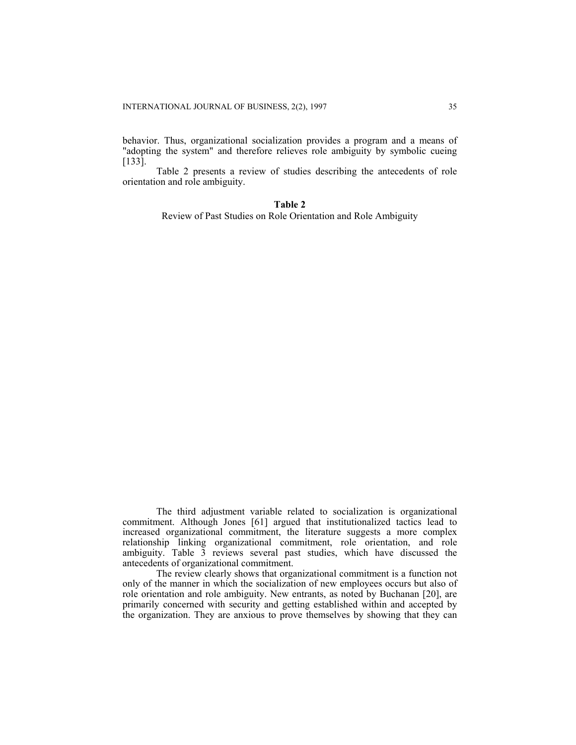behavior. Thus, organizational socialization provides a program and a means of "adopting the system" and therefore relieves role ambiguity by symbolic cueing [133].

Table 2 presents a review of studies describing the antecedents of role orientation and role ambiguity.

**Table 2**

Review of Past Studies on Role Orientation and Role Ambiguity

The third adjustment variable related to socialization is organizational commitment. Although Jones [61] argued that institutionalized tactics lead to increased organizational commitment, the literature suggests a more complex relationship linking organizational commitment, role orientation, and role ambiguity. Table 3 reviews several past studies, which have discussed the antecedents of organizational commitment.

The review clearly shows that organizational commitment is a function not only of the manner in which the socialization of new employees occurs but also of role orientation and role ambiguity. New entrants, as noted by Buchanan [20], are primarily concerned with security and getting established within and accepted by the organization. They are anxious to prove themselves by showing that they can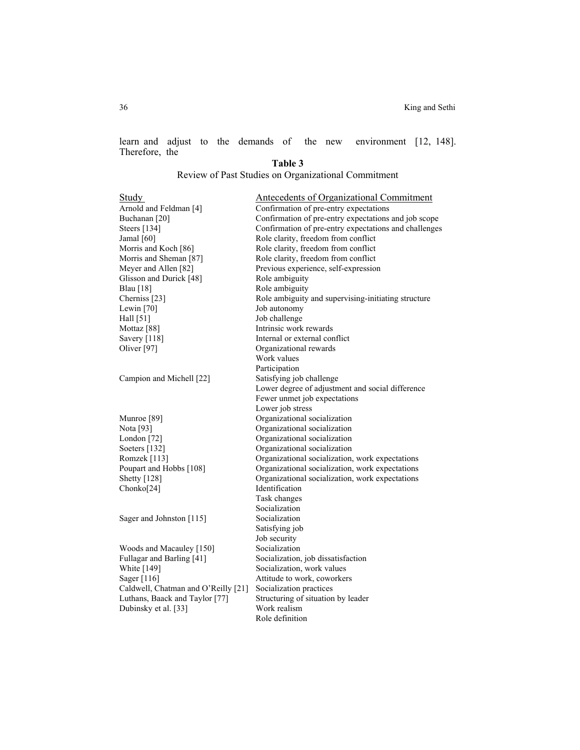learn and adjust to the demands of the new environment [12, 148]. Therefore, the

**Table 3**

Review of Past Studies on Organizational Commitment

| Study | Antecedents of Organizational Commitment |
|---|---|
| Arnold and Feldman [4] | Confirmation of pre-entry expectations |
| Buchanan [20] | Confirmation of pre-entry expectations and job scope |
| Steers [134] | Confirmation of pre-entry expectations and challenges |
| Jamal [60] | Role clarity, freedom from conflict |
| Morris and Koch [86] | Role clarity, freedom from conflict |
| Morris and Sheman [87] | Role clarity, freedom from conflict |
| Meyer and Allen [82] | Previous experience, self-expression |
| Glisson and Durick [48] | Role ambiguity |
| Blau [18] | Role ambiguity |
| Cherniss [23] | Role ambiguity and supervising-initiating structure |
| Lewin [70] | Job autonomy |
| Hall [51] | Job challenge |
| Mottaz [88] | Intrinsic work rewards |
| Savery [118] | Internal or external conflict |
| Oliver [97] | Organizational rewards |
| | Work values |
| | Participation |
| Campion and Michell [22] | Satisfying job challenge |
| | Lower degree of adjustment and social difference |
| | Fewer unmet job expectations |
| | Lower job stress |
| Munroe [89] | Organizational socialization |
| Nota [93] | Organizational socialization |
| London [72] | Organizational socialization |
| Soeters [132] | Organizational socialization |
| Romzek [113] | Organizational socialization, work expectations |
| Poupart and Hobbs [108] | Organizational socialization, work expectations |
| Shetty [128] | Organizational socialization, work expectations |
| Chonko[24] | Identification |
| | Task changes |
| | Socialization |
| Sager and Johnston [115] | Socialization |
| | Satisfying job |
| | Job security |
| Woods and Macauley [150] | Socialization |
| Fullagar and Barling [41] | Socialization, job dissatisfaction |
| White [149] | Socialization, work values |
| Sager [116] | Attitude to work, coworkers |
| Caldwell, Chatman and O'Reilly [21] | Socialization practices |
| Luthans, Baack and Taylor [77] | Structuring of situation by leader |
| Dubinsky et al. [33] | Work realism |
| | Role definition |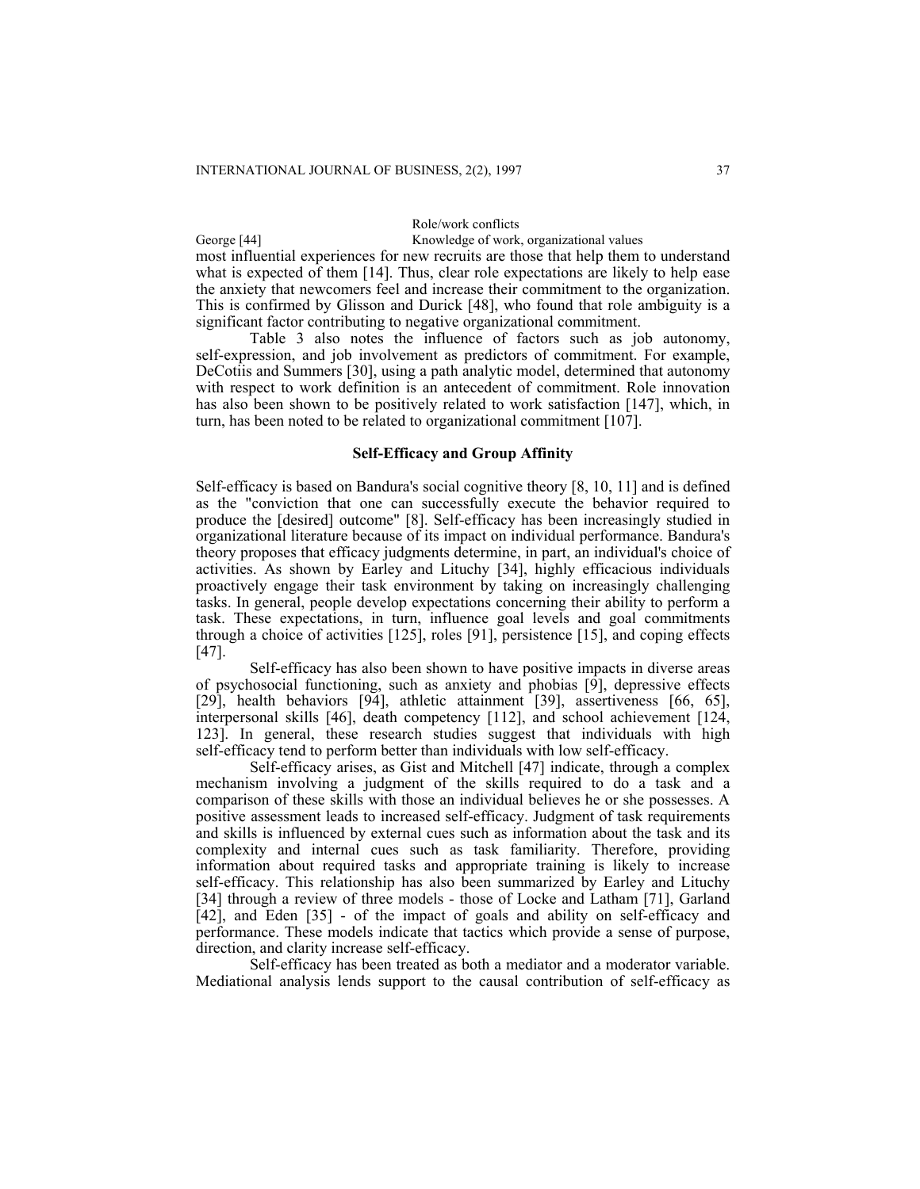| | Role/work conflicts |
|---|---|
| George [44] | Knowledge of work, organizational values |

most influential experiences for new recruits are those that help them to understand what is expected of them [14]. Thus, clear role expectations are likely to help ease the anxiety that newcomers feel and increase their commitment to the organization. This is confirmed by Glisson and Durick [48], who found that role ambiguity is a significant factor contributing to negative organizational commitment.

Table 3 also notes the influence of factors such as job autonomy, self-expression, and job involvement as predictors of commitment. For example, DeCotiis and Summers [30], using a path analytic model, determined that autonomy with respect to work definition is an antecedent of commitment. Role innovation has also been shown to be positively related to work satisfaction [147], which, in turn, has been noted to be related to organizational commitment [107].

## Self-Efficacy and Group Affinity

Self-efficacy is based on Bandura's social cognitive theory [8, 10, 11] and is defined as the "conviction that one can successfully execute the behavior required to produce the [desired] outcome" [8]. Self-efficacy has been increasingly studied in organizational literature because of its impact on individual performance. Bandura's theory proposes that efficacy judgments determine, in part, an individual's choice of activities. As shown by Earley and Lituchy [34], highly efficacious individuals proactively engage their task environment by taking on increasingly challenging tasks. In general, people develop expectations concerning their ability to perform a task. These expectations, in turn, influence goal levels and goal commitments through a choice of activities [125], roles [91], persistence [15], and coping effects [47].

Self-efficacy has also been shown to have positive impacts in diverse areas of psychosocial functioning, such as anxiety and phobias [9], depressive effects [29], health behaviors [94], athletic attainment [39], assertiveness [66, 65], interpersonal skills [46], death competency [112], and school achievement [124, 123]. In general, these research studies suggest that individuals with high self-efficacy tend to perform better than individuals with low self-efficacy.

Self-efficacy arises, as Gist and Mitchell [47] indicate, through a complex mechanism involving a judgment of the skills required to do a task and a comparison of these skills with those an individual believes he or she possesses. A positive assessment leads to increased self-efficacy. Judgment of task requirements and skills is influenced by external cues such as information about the task and its complexity and internal cues such as task familiarity. Therefore, providing information about required tasks and appropriate training is likely to increase self-efficacy. This relationship has also been summarized by Earley and Lituchy [34] through a review of three models - those of Locke and Latham [71], Garland [42], and Eden [35] - of the impact of goals and ability on self-efficacy and performance. These models indicate that tactics which provide a sense of purpose, direction, and clarity increase self-efficacy.

Self-efficacy has been treated as both a mediator and a moderator variable. Mediational analysis lends support to the causal contribution of self-efficacy as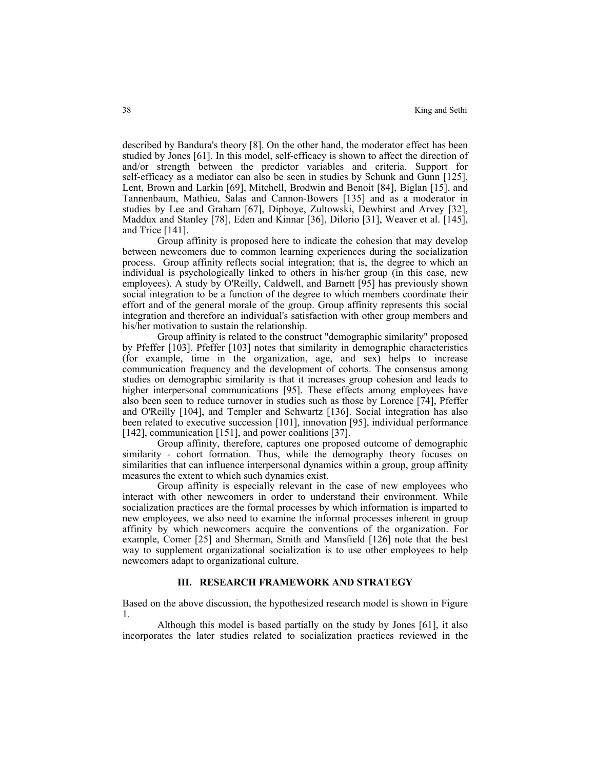described by Bandura's theory [8]. On the other hand, the moderator effect has been studied by Jones [61]. In this model, self-efficacy is shown to affect the direction of and/or strength between the predictor variables and criteria. Support for self-efficacy as a mediator can also be seen in studies by Schunk and Gunn [125], Lent, Brown and Larkin [69], Mitchell, Brodwin and Benoit [84], Biglan [15], and Tannenbaum, Mathieu, Salas and Cannon-Bowers [135] and as a moderator in studies by Lee and Graham [67], Dipboye, Zultowski, Dewhirst and Arvey [32], Maddux and Stanley [78], Eden and Kinnar [36], Dilorio [31], Weaver et al. [145], and Trice [141].

Group affinity is proposed here to indicate the cohesion that may develop between newcomers due to common learning experiences during the socialization process. Group affinity reflects social integration; that is, the degree to which an individual is psychologically linked to others in his/her group (in this case, new employees). A study by O'Reilly, Caldwell, and Barnett [95] has previously shown social integration to be a function of the degree to which members coordinate their effort and of the general morale of the group. Group affinity represents this social integration and therefore an individual's satisfaction with other group members and his/her motivation to sustain the relationship.

Group affinity is related to the construct "demographic similarity" proposed by Pfeffer [103]. Pfeffer [103] notes that similarity in demographic characteristics (for example, time in the organization, age, and sex) helps to increase communication frequency and the development of cohorts. The consensus among studies on demographic similarity is that it increases group cohesion and leads to higher interpersonal communications [95]. These effects among employees have also been seen to reduce turnover in studies such as those by Lorence [74], Pfeffer and O'Reilly [104], and Templer and Schwartz [136]. Social integration has also been related to executive succession [101], innovation [95], individual performance [142], communication [151], and power coalitions [37].

Group affinity, therefore, captures one proposed outcome of demographic similarity - cohort formation. Thus, while the demography theory focuses on similarities that can influence interpersonal dynamics within a group, group affinity measures the extent to which such dynamics exist.

Group affinity is especially relevant in the case of new employees who interact with other newcomers in order to understand their environment. While socialization practices are the formal processes by which information is imparted to new employees, we also need to examine the informal processes inherent in group affinity by which newcomers acquire the conventions of the organization. For example, Comer [25] and Sherman, Smith and Mansfield [126] note that the best way to supplement organizational socialization is to use other employees to help newcomers adapt to organizational culture.

## III. RESEARCH FRAMEWORK AND STRATEGY

Based on the above discussion, the hypothesized research model is shown in Figure 1.

Although this model is based partially on the study by Jones [61], it also incorporates the later studies related to socialization practices reviewed in the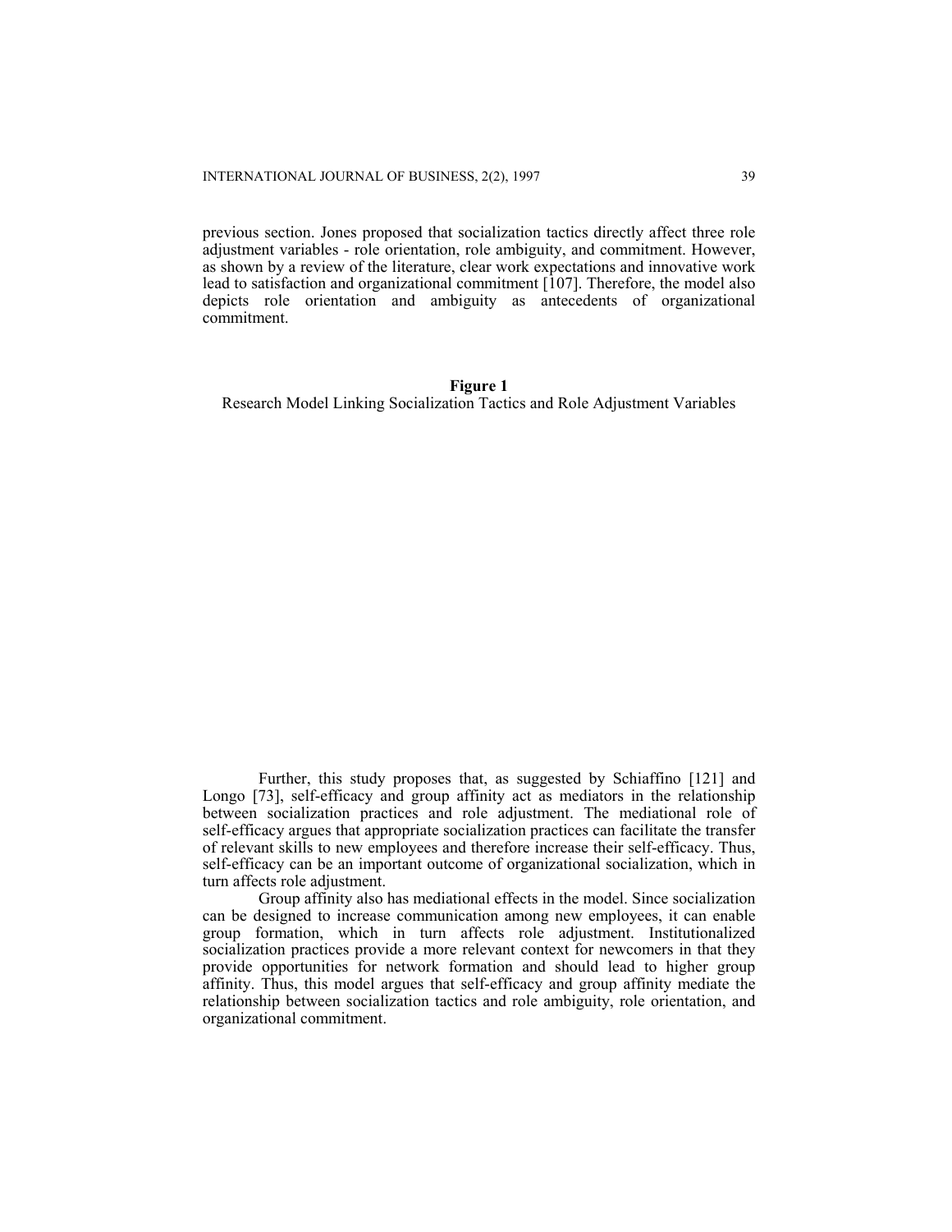previous section. Jones proposed that socialization tactics directly affect three role adjustment variables - role orientation, role ambiguity, and commitment. However, as shown by a review of the literature, clear work expectations and innovative work lead to satisfaction and organizational commitment [107]. Therefore, the model also depicts role orientation and ambiguity as antecedents of organizational commitment.

**Figure 1**

Research Model Linking Socialization Tactics and Role Adjustment Variables

Further, this study proposes that, as suggested by Schiaffino [121] and Longo [73], self-efficacy and group affinity act as mediators in the relationship between socialization practices and role adjustment. The mediational role of self-efficacy argues that appropriate socialization practices can facilitate the transfer of relevant skills to new employees and therefore increase their self-efficacy. Thus, self-efficacy can be an important outcome of organizational socialization, which in turn affects role adjustment.

Group affinity also has mediational effects in the model. Since socialization can be designed to increase communication among new employees, it can enable group formation, which in turn affects role adjustment. Institutionalized socialization practices provide a more relevant context for newcomers in that they provide opportunities for network formation and should lead to higher group affinity. Thus, this model argues that self-efficacy and group affinity mediate the relationship between socialization tactics and role ambiguity, role orientation, and organizational commitment.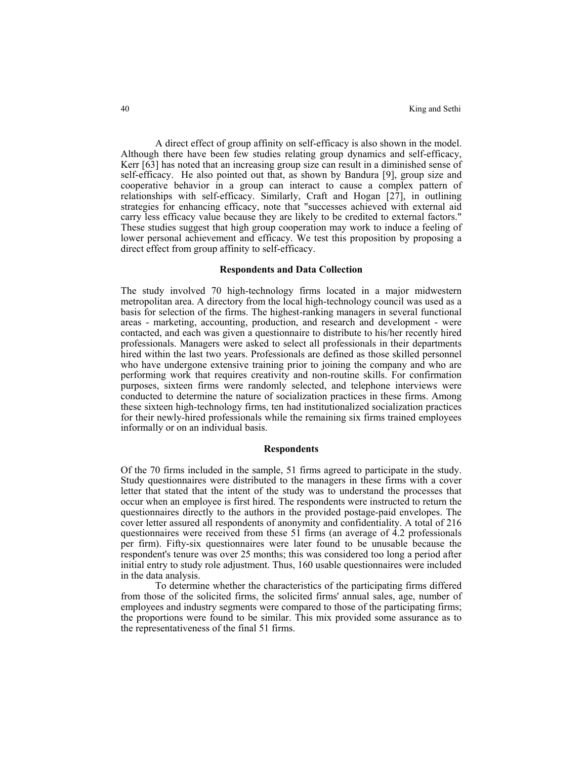A direct effect of group affinity on self-efficacy is also shown in the model. Although there have been few studies relating group dynamics and self-efficacy, Kerr [63] has noted that an increasing group size can result in a diminished sense of self-efficacy. He also pointed out that, as shown by Bandura [9], group size and cooperative behavior in a group can interact to cause a complex pattern of relationships with self-efficacy. Similarly, Craft and Hogan [27], in outlining strategies for enhancing efficacy, note that "successes achieved with external aid carry less efficacy value because they are likely to be credited to external factors." These studies suggest that high group cooperation may work to induce a feeling of lower personal achievement and efficacy. We test this proposition by proposing a direct effect from group affinity to self-efficacy.

### Respondents and Data Collection

The study involved 70 high-technology firms located in a major midwestern metropolitan area. A directory from the local high-technology council was used as a basis for selection of the firms. The highest-ranking managers in several functional areas - marketing, accounting, production, and research and development - were contacted, and each was given a questionnaire to distribute to his/her recently hired professionals. Managers were asked to select all professionals in their departments hired within the last two years. Professionals are defined as those skilled personnel who have undergone extensive training prior to joining the company and who are performing work that requires creativity and non-routine skills. For confirmation purposes, sixteen firms were randomly selected, and telephone interviews were conducted to determine the nature of socialization practices in these firms. Among these sixteen high-technology firms, ten had institutionalized socialization practices for their newly-hired professionals while the remaining six firms trained employees informally or on an individual basis.

### Respondents

Of the 70 firms included in the sample, 51 firms agreed to participate in the study. Study questionnaires were distributed to the managers in these firms with a cover letter that stated that the intent of the study was to understand the processes that occur when an employee is first hired. The respondents were instructed to return the questionnaires directly to the authors in the provided postage-paid envelopes. The cover letter assured all respondents of anonymity and confidentiality. A total of 216 questionnaires were received from these 51 firms (an average of 4.2 professionals per firm). Fifty-six questionnaires were later found to be unusable because the respondent's tenure was over 25 months; this was considered too long a period after initial entry to study role adjustment. Thus, 160 usable questionnaires were included in the data analysis.

To determine whether the characteristics of the participating firms differed from those of the solicited firms, the solicited firms' annual sales, age, number of employees and industry segments were compared to those of the participating firms; the proportions were found to be similar. This mix provided some assurance as to the representativeness of the final 51 firms.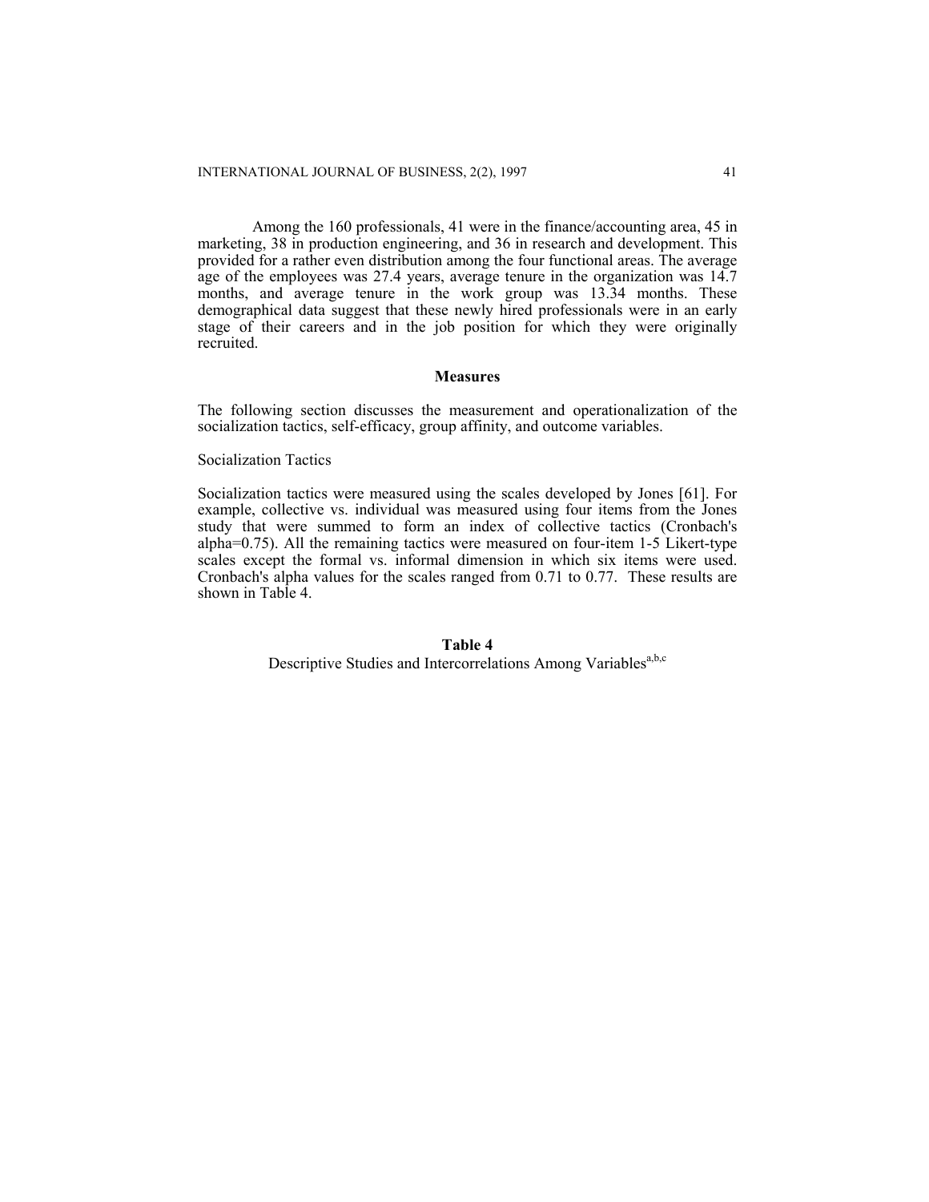Among the 160 professionals, 41 were in the finance/accounting area, 45 in marketing, 38 in production engineering, and 36 in research and development. This provided for a rather even distribution among the four functional areas. The average age of the employees was 27.4 years, average tenure in the organization was 14.7 months, and average tenure in the work group was 13.34 months. These demographical data suggest that these newly hired professionals were in an early stage of their careers and in the job position for which they were originally recruited.

## Measures

The following section discusses the measurement and operationalization of the socialization tactics, self-efficacy, group affinity, and outcome variables.

### Socialization Tactics

Socialization tactics were measured using the scales developed by Jones [61]. For example, collective vs. individual was measured using four items from the Jones study that were summed to form an index of collective tactics (Cronbach's alpha=0.75). All the remaining tactics were measured on four-item 1-5 Likert-type scales except the formal vs. informal dimension in which six items were used. Cronbach's alpha values for the scales ranged from 0.71 to 0.77. These results are shown in Table 4.

**Table 4**

Descriptive Studies and Intercorrelations Among Variables[a,b,c]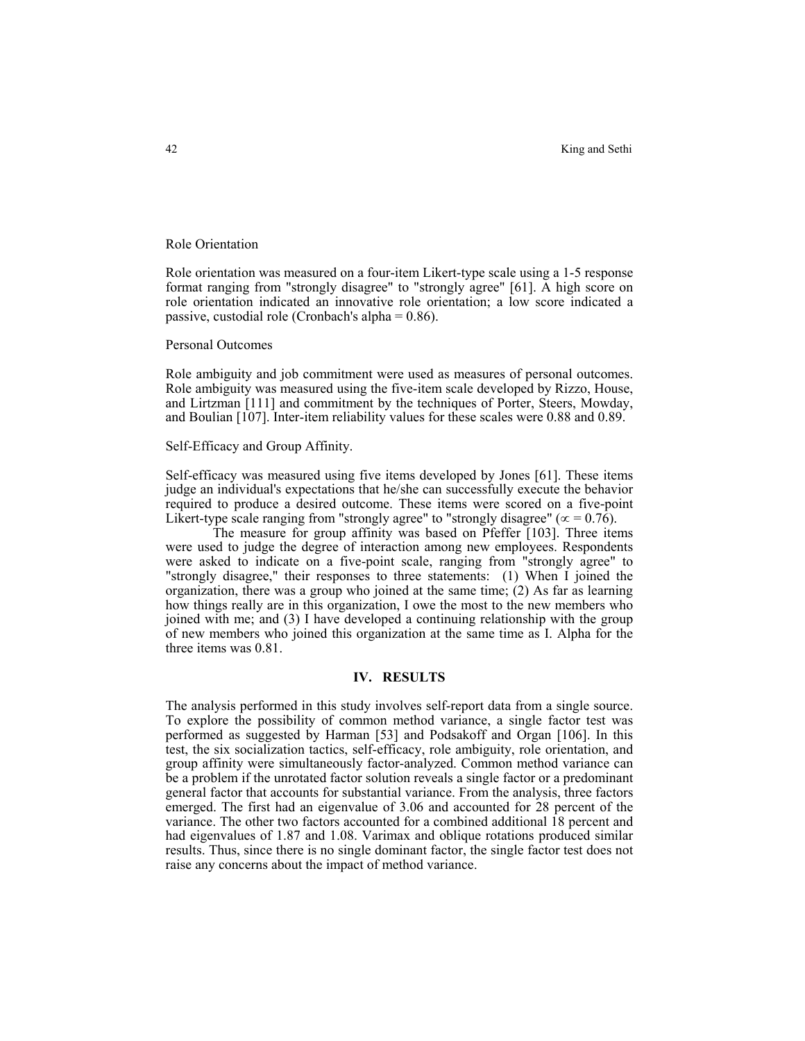### Role Orientation

Role orientation was measured on a four-item Likert-type scale using a 1-5 response format ranging from "strongly disagree" to "strongly agree" [61]. A high score on role orientation indicated an innovative role orientation; a low score indicated a passive, custodial role (Cronbach's alpha = 0.86).

### Personal Outcomes

Role ambiguity and job commitment were used as measures of personal outcomes. Role ambiguity was measured using the five-item scale developed by Rizzo, House, and Lirtzman [111] and commitment by the techniques of Porter, Steers, Mowday, and Boulian [107]. Inter-item reliability values for these scales were 0.88 and 0.89.

### Self-Efficacy and Group Affinity.

Self-efficacy was measured using five items developed by Jones [61]. These items judge an individual's expectations that he/she can successfully execute the behavior required to produce a desired outcome. These items were scored on a five-point Likert-type scale ranging from "strongly agree" to "strongly disagree" ($\propto = 0.76$).

The measure for group affinity was based on Pfeffer [103]. Three items were used to judge the degree of interaction among new employees. Respondents were asked to indicate on a five-point scale, ranging from "strongly agree" to "strongly disagree," their responses to three statements: (1) When I joined the organization, there was a group who joined at the same time; (2) As far as learning how things really are in this organization, I owe the most to the new members who joined with me; and (3) I have developed a continuing relationship with the group of new members who joined this organization at the same time as I. Alpha for the three items was 0.81.

## IV. RESULTS

The analysis performed in this study involves self-report data from a single source. To explore the possibility of common method variance, a single factor test was performed as suggested by Harman [53] and Podsakoff and Organ [106]. In this test, the six socialization tactics, self-efficacy, role ambiguity, role orientation, and group affinity were simultaneously factor-analyzed. Common method variance can be a problem if the unrotated factor solution reveals a single factor or a predominant general factor that accounts for substantial variance. From the analysis, three factors emerged. The first had an eigenvalue of 3.06 and accounted for 28 percent of the variance. The other two factors accounted for a combined additional 18 percent and had eigenvalues of 1.87 and 1.08. Varimax and oblique rotations produced similar results. Thus, since there is no single dominant factor, the single factor test does not raise any concerns about the impact of method variance.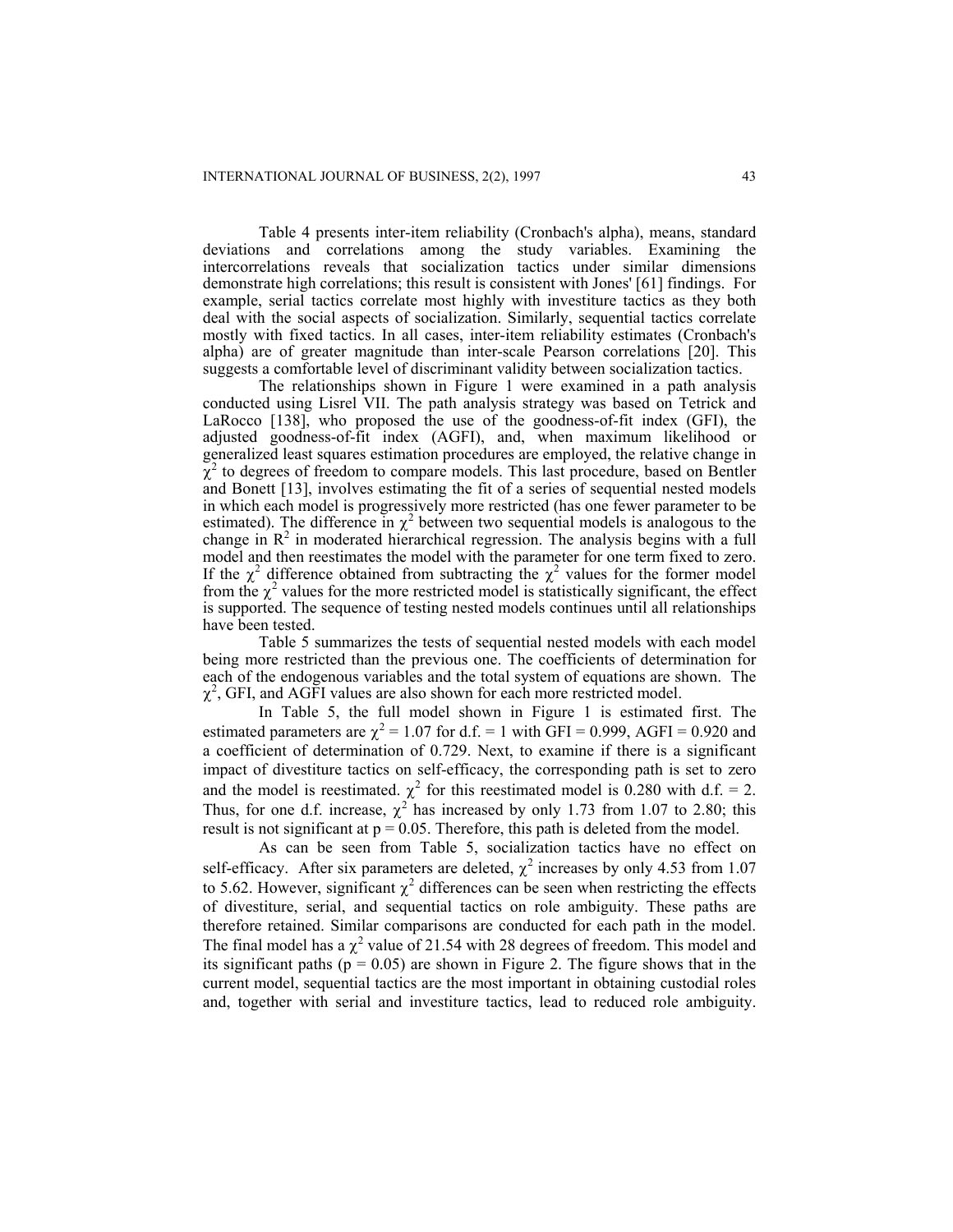Table 4 presents inter-item reliability (Cronbach's alpha), means, standard deviations and correlations among the study variables. Examining the intercorrelations reveals that socialization tactics under similar dimensions demonstrate high correlations; this result is consistent with Jones' [61] findings. For example, serial tactics correlate most highly with investiture tactics as they both deal with the social aspects of socialization. Similarly, sequential tactics correlate mostly with fixed tactics. In all cases, inter-item reliability estimates (Cronbach's alpha) are of greater magnitude than inter-scale Pearson correlations [20]. This suggests a comfortable level of discriminant validity between socialization tactics.

The relationships shown in Figure 1 were examined in a path analysis conducted using Lisrel VII. The path analysis strategy was based on Tetrick and LaRocco [138], who proposed the use of the goodness-of-fit index (GFI), the adjusted goodness-of-fit index (AGFI), and, when maximum likelihood or generalized least squares estimation procedures are employed, the relative change in $\chi^2$ to degrees of freedom to compare models. This last procedure, based on Bentler and Bonett [13], involves estimating the fit of a series of sequential nested models in which each model is progressively more restricted (has one fewer parameter to be estimated). The difference in $\chi^2$ between two sequential models is analogous to the change in $R^2$ in moderated hierarchical regression. The analysis begins with a full model and then reestimates the model with the parameter for one term fixed to zero. If the $\chi^2$ difference obtained from subtracting the $\chi^2$ values for the former model from the $\chi^2$ values for the more restricted model is statistically significant, the effect is supported. The sequence of testing nested models continues until all relationships have been tested.

Table 5 summarizes the tests of sequential nested models with each model being more restricted than the previous one. The coefficients of determination for each of the endogenous variables and the total system of equations are shown. The $\chi^2$, GFI, and AGFI values are also shown for each more restricted model.

In Table 5, the full model shown in Figure 1 is estimated first. The estimated parameters are $\chi^2 = 1.07$ for d.f. = 1 with GFI = 0.999, AGFI = 0.920 and a coefficient of determination of 0.729. Next, to examine if there is a significant impact of divestiture tactics on self-efficacy, the corresponding path is set to zero and the model is reestimated. $\chi^2$ for this reestimated model is 0.280 with d.f. = 2. Thus, for one d.f. increase, $\chi^2$ has increased by only 1.73 from 1.07 to 2.80; this result is not significant at $p = 0.05$. Therefore, this path is deleted from the model.

As can be seen from Table 5, socialization tactics have no effect on self-efficacy. After six parameters are deleted, $\chi^2$ increases by only 4.53 from 1.07 to 5.62. However, significant $\chi^2$ differences can be seen when restricting the effects of divestiture, serial, and sequential tactics on role ambiguity. These paths are therefore retained. Similar comparisons are conducted for each path in the model. The final model has a $\chi^2$ value of 21.54 with 28 degrees of freedom. This model and its significant paths ($p = 0.05$) are shown in Figure 2. The figure shows that in the current model, sequential tactics are the most important in obtaining custodial roles and, together with serial and investiture tactics, lead to reduced role ambiguity.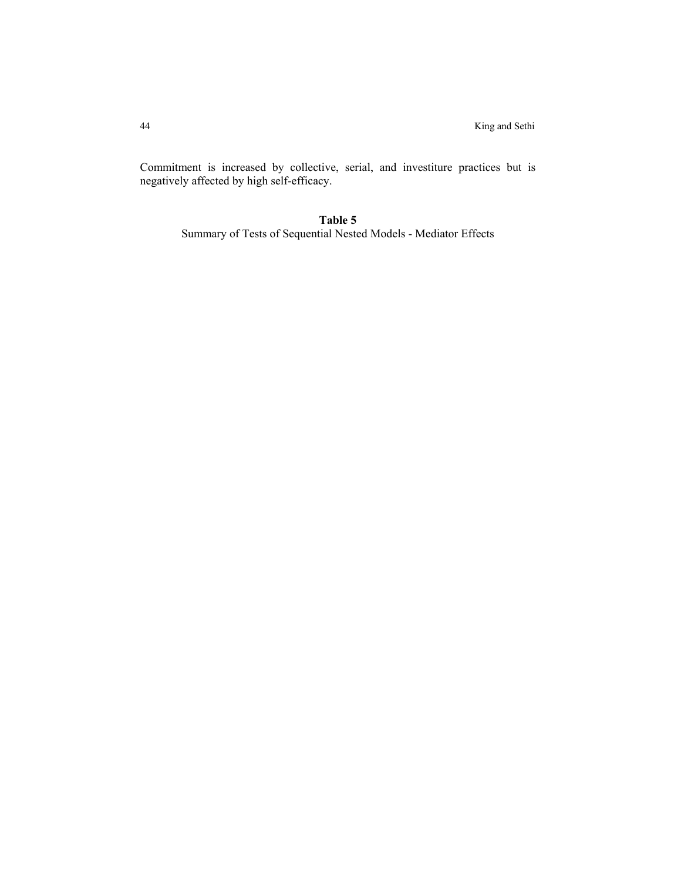Commitment is increased by collective, serial, and investiture practices but is negatively affected by high self-efficacy.

**Table 5**
Summary of Tests of Sequential Nested Models - Mediator Effects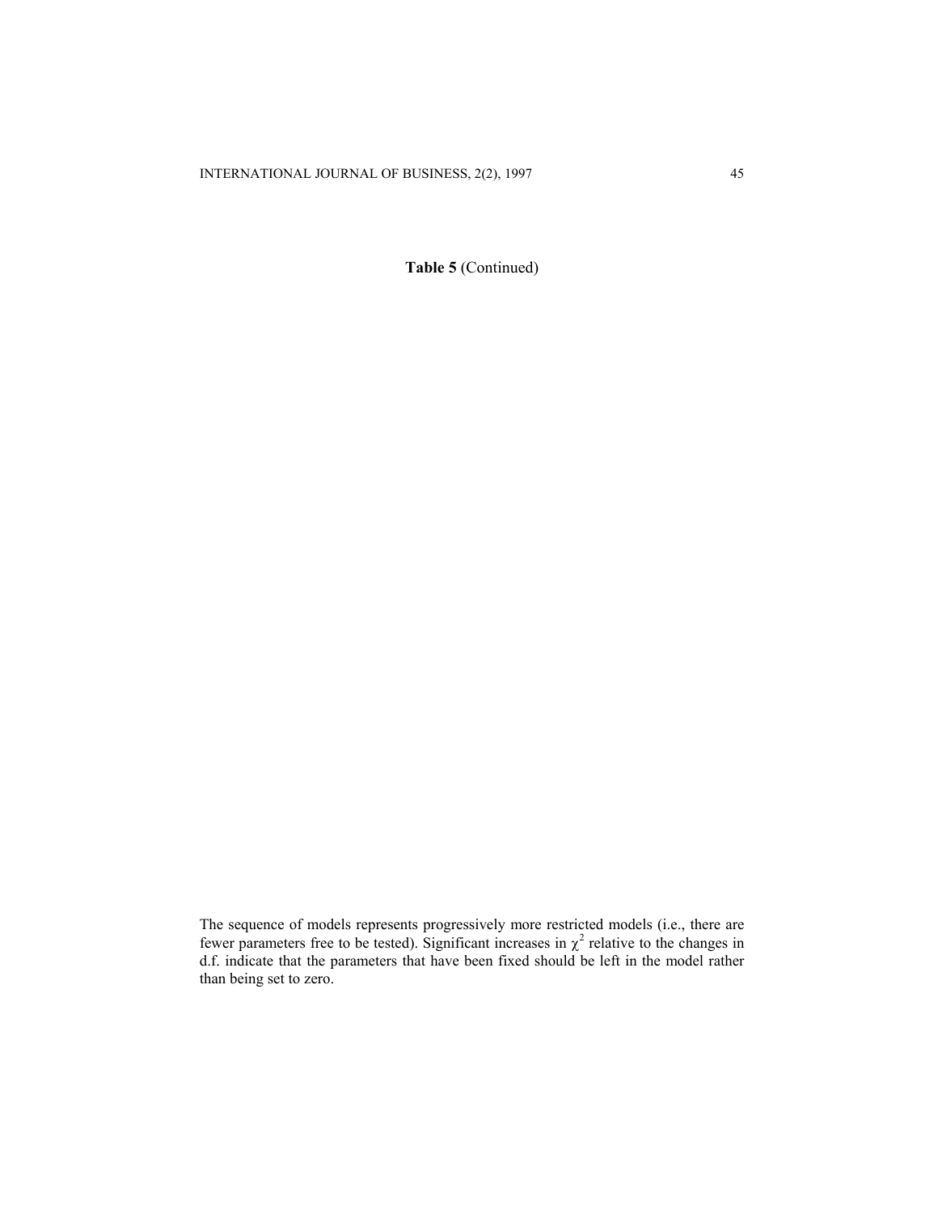**Table 5** (Continued)

The sequence of models represents progressively more restricted models (i.e., there are fewer parameters free to be tested). Significant increases in $\chi^2$ relative to the changes in d.f. indicate that the parameters that have been fixed should be left in the model rather than being set to zero.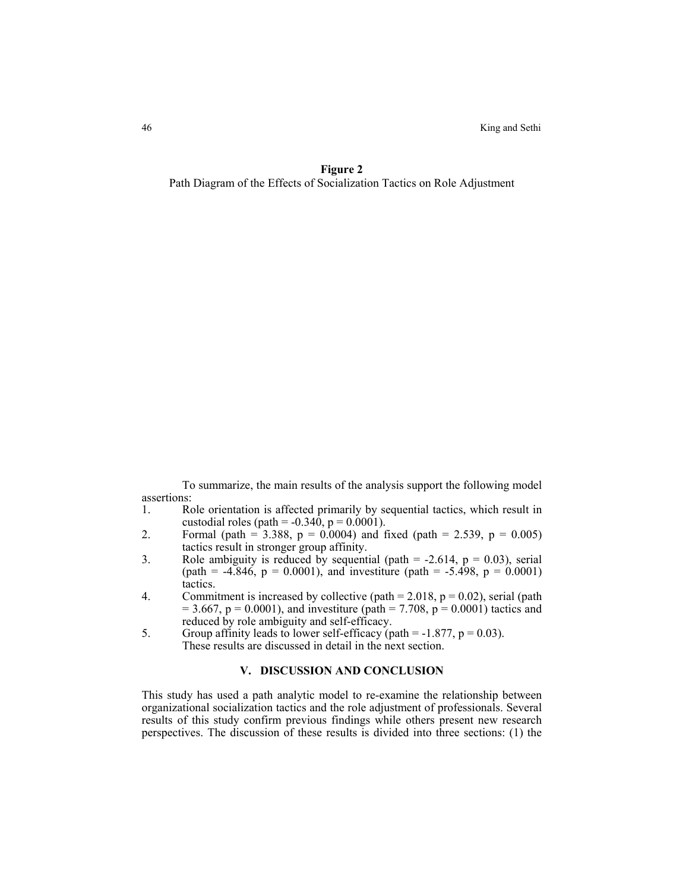**Figure 2**
Path Diagram of the Effects of Socialization Tactics on Role Adjustment

To summarize, the main results of the analysis support the following model assertions:

1. Role orientation is affected primarily by sequential tactics, which result in custodial roles (path = -0.340, $p = 0.0001$).
2. Formal (path = 3.388, $p = 0.0004$) and fixed (path = 2.539, $p = 0.005$) tactics result in stronger group affinity.
3. Role ambiguity is reduced by sequential (path = -2.614, $p = 0.03$), serial (path = -4.846, $p = 0.0001$), and investiture (path = -5.498, $p = 0.0001$) tactics.
4. Commitment is increased by collective (path = 2.018, $p = 0.02$), serial (path = 3.667, $p = 0.0001$), and investiture (path = 7.708, $p = 0.0001$) tactics and reduced by role ambiguity and self-efficacy.
5. Group affinity leads to lower self-efficacy (path = -1.877, $p = 0.03$).

These results are discussed in detail in the next section.

## V. DISCUSSION AND CONCLUSION

This study has used a path analytic model to re-examine the relationship between organizational socialization tactics and the role adjustment of professionals. Several results of this study confirm previous findings while others present new research perspectives. The discussion of these results is divided into three sections: (1) the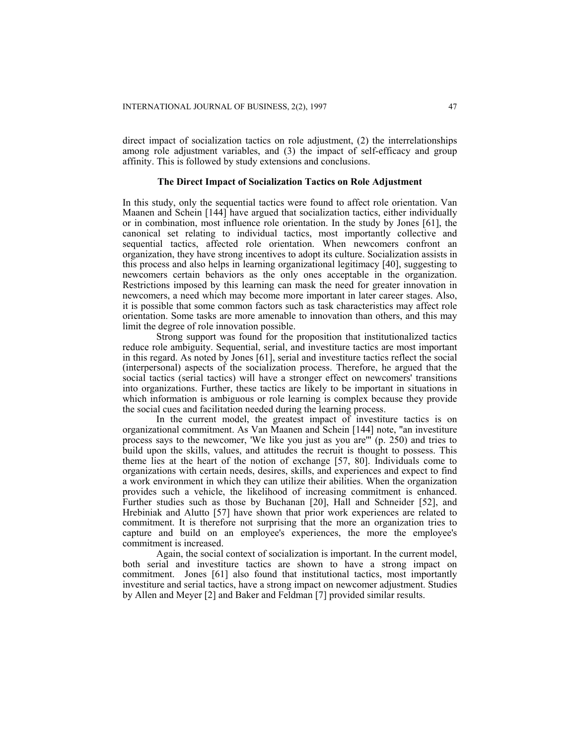direct impact of socialization tactics on role adjustment, (2) the interrelationships among role adjustment variables, and (3) the impact of self-efficacy and group affinity. This is followed by study extensions and conclusions.

### The Direct Impact of Socialization Tactics on Role Adjustment

In this study, only the sequential tactics were found to affect role orientation. Van Maanen and Schein [144] have argued that socialization tactics, either individually or in combination, most influence role orientation. In the study by Jones [61], the canonical set relating to individual tactics, most importantly collective and sequential tactics, affected role orientation. When newcomers confront an organization, they have strong incentives to adopt its culture. Socialization assists in this process and also helps in learning organizational legitimacy [40], suggesting to newcomers certain behaviors as the only ones acceptable in the organization. Restrictions imposed by this learning can mask the need for greater innovation in newcomers, a need which may become more important in later career stages. Also, it is possible that some common factors such as task characteristics may affect role orientation. Some tasks are more amenable to innovation than others, and this may limit the degree of role innovation possible.

Strong support was found for the proposition that institutionalized tactics reduce role ambiguity. Sequential, serial, and investiture tactics are most important in this regard. As noted by Jones [61], serial and investiture tactics reflect the social (interpersonal) aspects of the socialization process. Therefore, he argued that the social tactics (serial tactics) will have a stronger effect on newcomers' transitions into organizations. Further, these tactics are likely to be important in situations in which information is ambiguous or role learning is complex because they provide the social cues and facilitation needed during the learning process.

In the current model, the greatest impact of investiture tactics is on organizational commitment. As Van Maanen and Schein [144] note, "an investiture process says to the newcomer, 'We like you just as you are'" (p. 250) and tries to build upon the skills, values, and attitudes the recruit is thought to possess. This theme lies at the heart of the notion of exchange [57, 80]. Individuals come to organizations with certain needs, desires, skills, and experiences and expect to find a work environment in which they can utilize their abilities. When the organization provides such a vehicle, the likelihood of increasing commitment is enhanced. Further studies such as those by Buchanan [20], Hall and Schneider [52], and Hrebiniak and Alutto [57] have shown that prior work experiences are related to commitment. It is therefore not surprising that the more an organization tries to capture and build on an employee's experiences, the more the employee's commitment is increased.

Again, the social context of socialization is important. In the current model, both serial and investiture tactics are shown to have a strong impact on commitment. Jones [61] also found that institutional tactics, most importantly investiture and serial tactics, have a strong impact on newcomer adjustment. Studies by Allen and Meyer [2] and Baker and Feldman [7] provided similar results.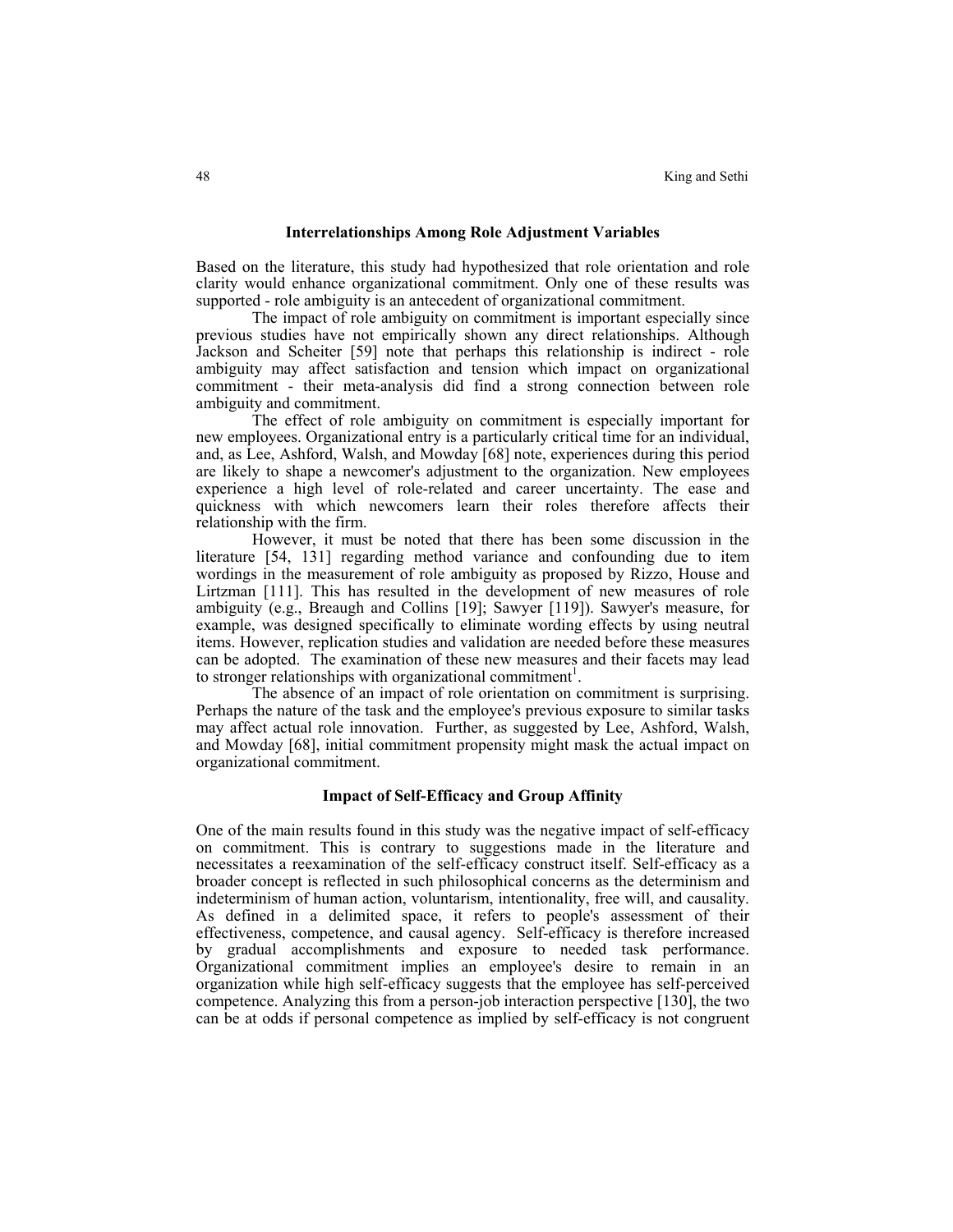## Interrelationships Among Role Adjustment Variables

Based on the literature, this study had hypothesized that role orientation and role clarity would enhance organizational commitment. Only one of these results was supported - role ambiguity is an antecedent of organizational commitment.

The impact of role ambiguity on commitment is important especially since previous studies have not empirically shown any direct relationships. Although Jackson and Scheiter [59] note that perhaps this relationship is indirect - role ambiguity may affect satisfaction and tension which impact on organizational commitment - their meta-analysis did find a strong connection between role ambiguity and commitment.

The effect of role ambiguity on commitment is especially important for new employees. Organizational entry is a particularly critical time for an individual, and, as Lee, Ashford, Walsh, and Mowday [68] note, experiences during this period are likely to shape a newcomer's adjustment to the organization. New employees experience a high level of role-related and career uncertainty. The ease and quickness with which newcomers learn their roles therefore affects their relationship with the firm.

However, it must be noted that there has been some discussion in the literature [54, 131] regarding method variance and confounding due to item wordings in the measurement of role ambiguity as proposed by Rizzo, House and Lirtzman [111]. This has resulted in the development of new measures of role ambiguity (e.g., Breaugh and Collins [19]; Sawyer [119]). Sawyer's measure, for example, was designed specifically to eliminate wording effects by using neutral items. However, replication studies and validation are needed before these measures can be adopted. The examination of these new measures and their facets may lead to stronger relationships with organizational commitment[1].

The absence of an impact of role orientation on commitment is surprising. Perhaps the nature of the task and the employee's previous exposure to similar tasks may affect actual role innovation. Further, as suggested by Lee, Ashford, Walsh, and Mowday [68], initial commitment propensity might mask the actual impact on organizational commitment.

## Impact of Self-Efficacy and Group Affinity

One of the main results found in this study was the negative impact of self-efficacy on commitment. This is contrary to suggestions made in the literature and necessitates a reexamination of the self-efficacy construct itself. Self-efficacy as a broader concept is reflected in such philosophical concerns as the determinism and indeterminism of human action, voluntarism, intentionality, free will, and causality. As defined in a delimited space, it refers to people's assessment of their effectiveness, competence, and causal agency. Self-efficacy is therefore increased by gradual accomplishments and exposure to needed task performance. Organizational commitment implies an employee's desire to remain in an organization while high self-efficacy suggests that the employee has self-perceived competence. Analyzing this from a person-job interaction perspective [130], the two can be at odds if personal competence as implied by self-efficacy is not congruent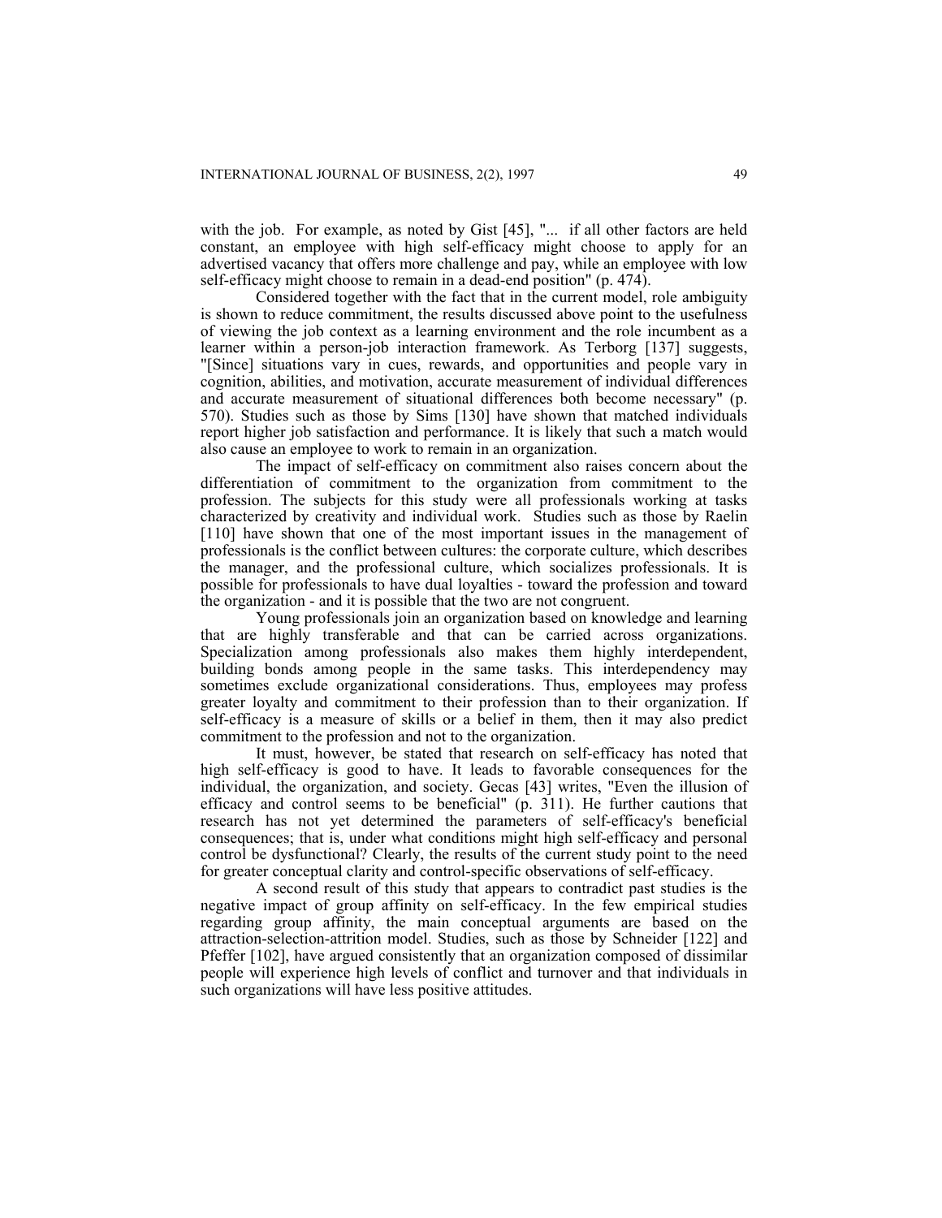with the job. For example, as noted by Gist [45], "... if all other factors are held constant, an employee with high self-efficacy might choose to apply for an advertised vacancy that offers more challenge and pay, while an employee with low self-efficacy might choose to remain in a dead-end position" (p. 474).

Considered together with the fact that in the current model, role ambiguity is shown to reduce commitment, the results discussed above point to the usefulness of viewing the job context as a learning environment and the role incumbent as a learner within a person-job interaction framework. As Terborg [137] suggests, "[Since] situations vary in cues, rewards, and opportunities and people vary in cognition, abilities, and motivation, accurate measurement of individual differences and accurate measurement of situational differences both become necessary" (p. 570). Studies such as those by Sims [130] have shown that matched individuals report higher job satisfaction and performance. It is likely that such a match would also cause an employee to work to remain in an organization.

The impact of self-efficacy on commitment also raises concern about the differentiation of commitment to the organization from commitment to the profession. The subjects for this study were all professionals working at tasks characterized by creativity and individual work. Studies such as those by Raelin [110] have shown that one of the most important issues in the management of professionals is the conflict between cultures: the corporate culture, which describes the manager, and the professional culture, which socializes professionals. It is possible for professionals to have dual loyalties - toward the profession and toward the organization - and it is possible that the two are not congruent.

Young professionals join an organization based on knowledge and learning that are highly transferable and that can be carried across organizations. Specialization among professionals also makes them highly interdependent, building bonds among people in the same tasks. This interdependency may sometimes exclude organizational considerations. Thus, employees may profess greater loyalty and commitment to their profession than to their organization. If self-efficacy is a measure of skills or a belief in them, then it may also predict commitment to the profession and not to the organization.

It must, however, be stated that research on self-efficacy has noted that high self-efficacy is good to have. It leads to favorable consequences for the individual, the organization, and society. Gecas [43] writes, "Even the illusion of efficacy and control seems to be beneficial" (p. 311). He further cautions that research has not yet determined the parameters of self-efficacy's beneficial consequences; that is, under what conditions might high self-efficacy and personal control be dysfunctional? Clearly, the results of the current study point to the need for greater conceptual clarity and control-specific observations of self-efficacy.

A second result of this study that appears to contradict past studies is the negative impact of group affinity on self-efficacy. In the few empirical studies regarding group affinity, the main conceptual arguments are based on the attraction-selection-attrition model. Studies, such as those by Schneider [122] and Pfeffer [102], have argued consistently that an organization composed of dissimilar people will experience high levels of conflict and turnover and that individuals in such organizations will have less positive attitudes.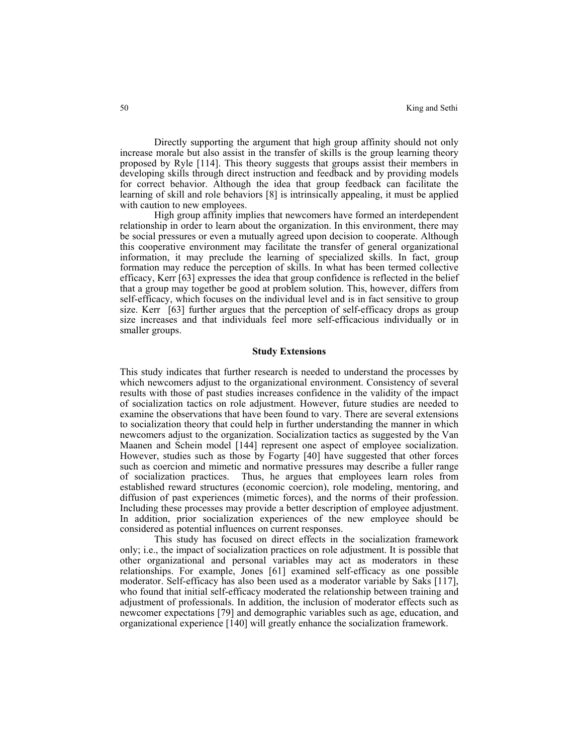Directly supporting the argument that high group affinity should not only increase morale but also assist in the transfer of skills is the group learning theory proposed by Ryle [114]. This theory suggests that groups assist their members in developing skills through direct instruction and feedback and by providing models for correct behavior. Although the idea that group feedback can facilitate the learning of skill and role behaviors [8] is intrinsically appealing, it must be applied with caution to new employees.

High group affinity implies that newcomers have formed an interdependent relationship in order to learn about the organization. In this environment, there may be social pressures or even a mutually agreed upon decision to cooperate. Although this cooperative environment may facilitate the transfer of general organizational information, it may preclude the learning of specialized skills. In fact, group formation may reduce the perception of skills. In what has been termed collective efficacy, Kerr [63] expresses the idea that group confidence is reflected in the belief that a group may together be good at problem solution. This, however, differs from self-efficacy, which focuses on the individual level and is in fact sensitive to group size. Kerr [63] further argues that the perception of self-efficacy drops as group size increases and that individuals feel more self-efficacious individually or in smaller groups.

## Study Extensions

This study indicates that further research is needed to understand the processes by which newcomers adjust to the organizational environment. Consistency of several results with those of past studies increases confidence in the validity of the impact of socialization tactics on role adjustment. However, future studies are needed to examine the observations that have been found to vary. There are several extensions to socialization theory that could help in further understanding the manner in which newcomers adjust to the organization. Socialization tactics as suggested by the Van Maanen and Schein model [144] represent one aspect of employee socialization. However, studies such as those by Fogarty [40] have suggested that other forces such as coercion and mimetic and normative pressures may describe a fuller range of socialization practices. Thus, he argues that employees learn roles from established reward structures (economic coercion), role modeling, mentoring, and diffusion of past experiences (mimetic forces), and the norms of their profession. Including these processes may provide a better description of employee adjustment. In addition, prior socialization experiences of the new employee should be considered as potential influences on current responses.

This study has focused on direct effects in the socialization framework only; i.e., the impact of socialization practices on role adjustment. It is possible that other organizational and personal variables may act as moderators in these relationships. For example, Jones [61] examined self-efficacy as one possible moderator. Self-efficacy has also been used as a moderator variable by Saks [117], who found that initial self-efficacy moderated the relationship between training and adjustment of professionals. In addition, the inclusion of moderator effects such as newcomer expectations [79] and demographic variables such as age, education, and organizational experience [140] will greatly enhance the socialization framework.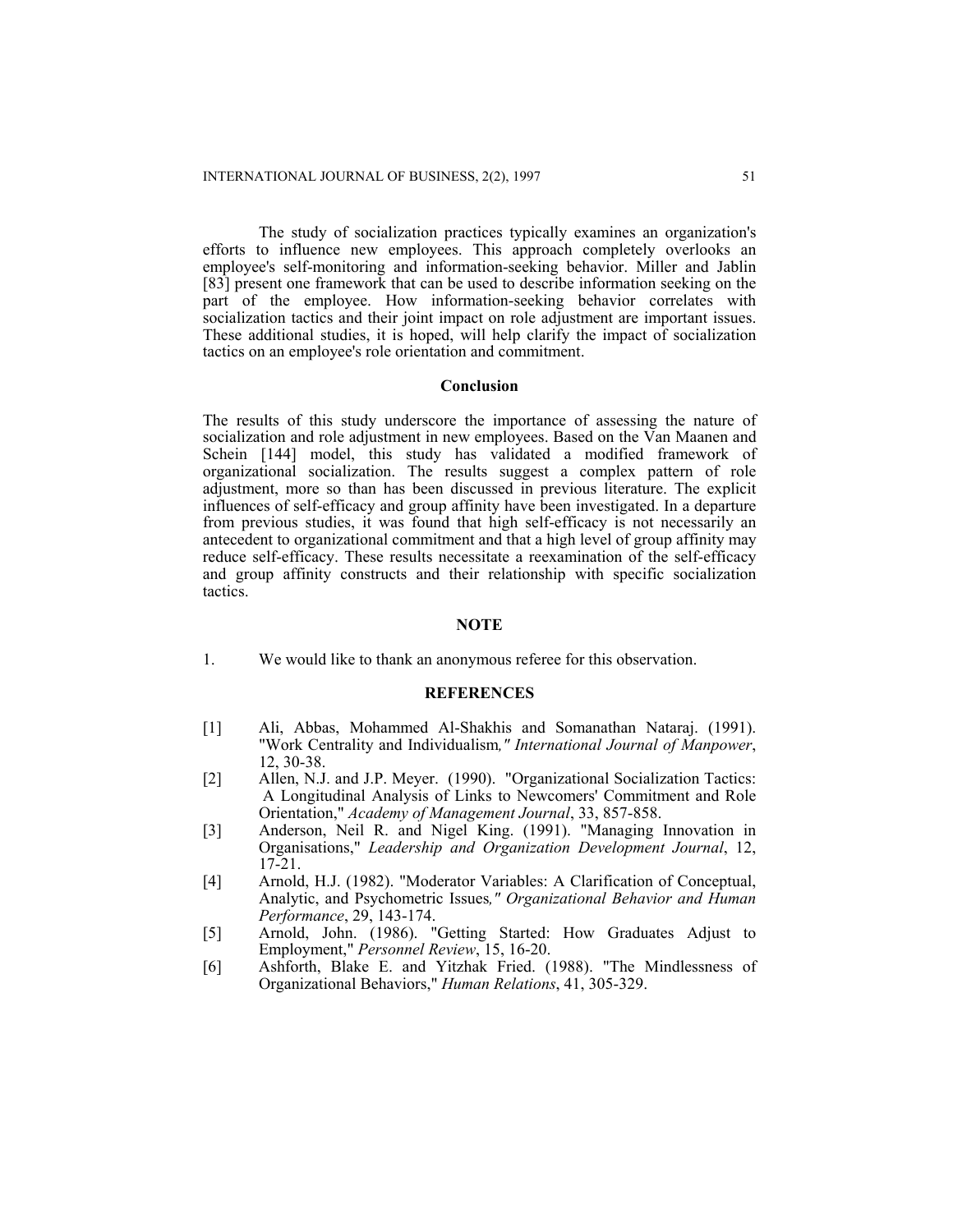The study of socialization practices typically examines an organization's efforts to influence new employees. This approach completely overlooks an employee's self-monitoring and information-seeking behavior. Miller and Jablin [83] present one framework that can be used to describe information seeking on the part of the employee. How information-seeking behavior correlates with socialization tactics and their joint impact on role adjustment are important issues. These additional studies, it is hoped, will help clarify the impact of socialization tactics on an employee's role orientation and commitment.

## Conclusion

The results of this study underscore the importance of assessing the nature of socialization and role adjustment in new employees. Based on the Van Maanen and Schein [144] model, this study has validated a modified framework of organizational socialization. The results suggest a complex pattern of role adjustment, more so than has been discussed in previous literature. The explicit influences of self-efficacy and group affinity have been investigated. In a departure from previous studies, it was found that high self-efficacy is not necessarily an antecedent to organizational commitment and that a high level of group affinity may reduce self-efficacy. These results necessitate a reexamination of the self-efficacy and group affinity constructs and their relationship with specific socialization tactics.

## NOTE

1. We would like to thank an anonymous referee for this observation.

## REFERENCES

[1] Ali, Abbas, Mohammed Al-Shakhis and Somanathan Nataraj. (1991). "Work Centrality and Individualism," *International Journal of Manpower*, 12, 30-38.

[2] Allen, N.J. and J.P. Meyer. (1990). "Organizational Socialization Tactics: A Longitudinal Analysis of Links to Newcomers' Commitment and Role Orientation," *Academy of Management Journal*, 33, 857-858.

[3] Anderson, Neil R. and Nigel King. (1991). "Managing Innovation in Organisations," *Leadership and Organization Development Journal*, 12, 17-21.

[4] Arnold, H.J. (1982). "Moderator Variables: A Clarification of Conceptual, Analytic, and Psychometric Issues," *Organizational Behavior and Human Performance*, 29, 143-174.

[5] Arnold, John. (1986). "Getting Started: How Graduates Adjust to Employment," *Personnel Review*, 15, 16-20.

[6] Ashforth, Blake E. and Yitzhak Fried. (1988). "The Mindlessness of Organizational Behaviors," *Human Relations*, 41, 305-329.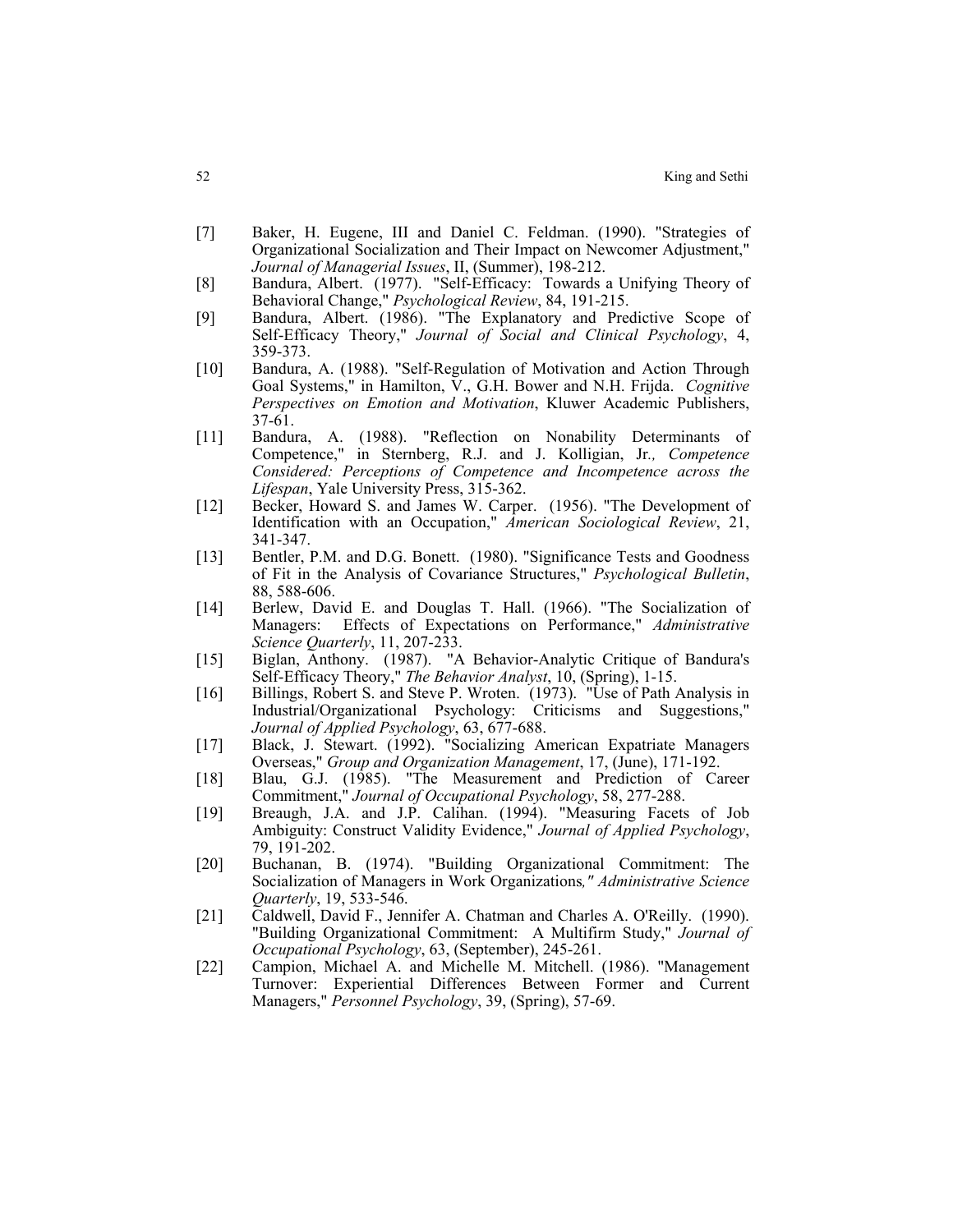[7] Baker, H. Eugene, III and Daniel C. Feldman. (1990). "Strategies of Organizational Socialization and Their Impact on Newcomer Adjustment," *Journal of Managerial Issues*, II, (Summer), 198-212.

[8] Bandura, Albert. (1977). "Self-Efficacy: Towards a Unifying Theory of Behavioral Change," *Psychological Review*, 84, 191-215.

[9] Bandura, Albert. (1986). "The Explanatory and Predictive Scope of Self-Efficacy Theory," *Journal of Social and Clinical Psychology*, 4, 359-373.

[10] Bandura, A. (1988). "Self-Regulation of Motivation and Action Through Goal Systems," in Hamilton, V., G.H. Bower and N.H. Frijda. *Cognitive Perspectives on Emotion and Motivation*, Kluwer Academic Publishers, 37-61.

[11] Bandura, A. (1988). "Reflection on Nonability Determinants of Competence," in Sternberg, R.J. and J. Kolligian, Jr*., Competence Considered: Perceptions of Competence and Incompetence across the Lifespan*, Yale University Press, 315-362.

[12] Becker, Howard S. and James W. Carper. (1956). "The Development of Identification with an Occupation," *American Sociological Review*, 21, 341-347.

[13] Bentler, P.M. and D.G. Bonett. (1980). "Significance Tests and Goodness of Fit in the Analysis of Covariance Structures," *Psychological Bulletin*, 88, 588-606.

[14] Berlew, David E. and Douglas T. Hall. (1966). "The Socialization of Managers: Effects of Expectations on Performance," *Administrative Science Quarterly*, 11, 207-233.

[15] Biglan, Anthony. (1987). "A Behavior-Analytic Critique of Bandura's Self-Efficacy Theory," *The Behavior Analyst*, 10, (Spring), 1-15.

[16] Billings, Robert S. and Steve P. Wroten. (1973). "Use of Path Analysis in Industrial/Organizational Psychology: Criticisms and Suggestions," *Journal of Applied Psychology*, 63, 677-688.

[17] Black, J. Stewart. (1992). "Socializing American Expatriate Managers Overseas," *Group and Organization Management*, 17, (June), 171-192.

[18] Blau, G.J. (1985). "The Measurement and Prediction of Career Commitment," *Journal of Occupational Psychology*, 58, 277-288.

[19] Breaugh, J.A. and J.P. Calihan. (1994). "Measuring Facets of Job Ambiguity: Construct Validity Evidence," *Journal of Applied Psychology*, 79, 191-202.

[20] Buchanan, B. (1974). "Building Organizational Commitment: The Socialization of Managers in Work Organizations*," Administrative Science Quarterly*, 19, 533-546.

[21] Caldwell, David F., Jennifer A. Chatman and Charles A. O'Reilly. (1990). "Building Organizational Commitment: A Multifirm Study," *Journal of Occupational Psychology*, 63, (September), 245-261.

[22] Campion, Michael A. and Michelle M. Mitchell. (1986). "Management Turnover: Experiential Differences Between Former and Current Managers," *Personnel Psychology*, 39, (Spring), 57-69.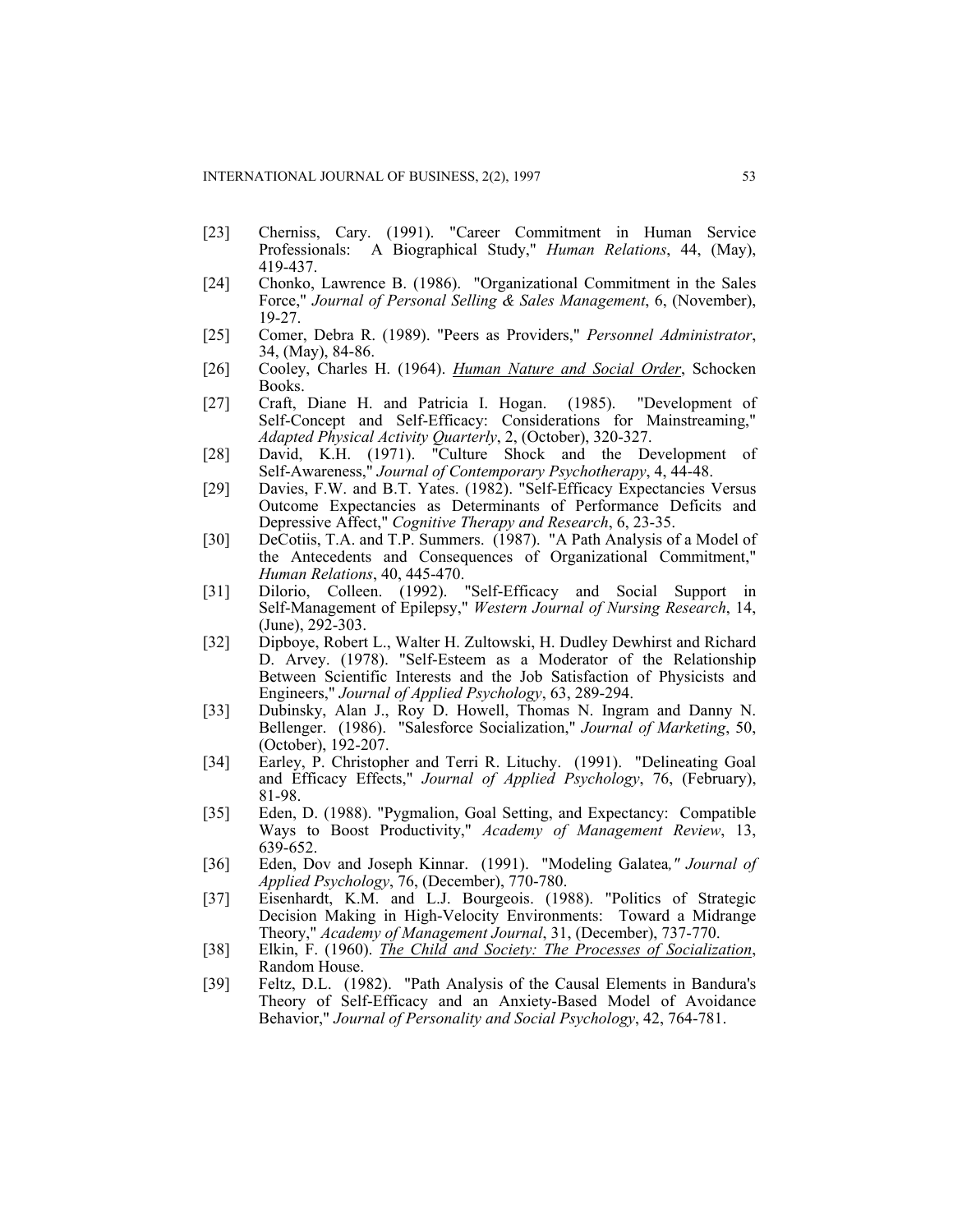[23] Cherniss, Cary. (1991). "Career Commitment in Human Service Professionals: A Biographical Study," *Human Relations*, 44, (May), 419-437.

[24] Chonko, Lawrence B. (1986). "Organizational Commitment in the Sales Force," *Journal of Personal Selling & Sales Management*, 6, (November), 19-27.

[25] Comer, Debra R. (1989). "Peers as Providers," *Personnel Administrator*, 34, (May), 84-86.

[26] Cooley, Charles H. (1964). *Human Nature and Social Order*, Schocken Books.

[27] Craft, Diane H. and Patricia I. Hogan. (1985). "Development of Self-Concept and Self-Efficacy: Considerations for Mainstreaming," *Adapted Physical Activity Quarterly*, 2, (October), 320-327.

[28] David, K.H. (1971). "Culture Shock and the Development of Self-Awareness," *Journal of Contemporary Psychotherapy*, 4, 44-48.

[29] Davies, F.W. and B.T. Yates. (1982). "Self-Efficacy Expectancies Versus Outcome Expectancies as Determinants of Performance Deficits and Depressive Affect," *Cognitive Therapy and Research*, 6, 23-35.

[30] DeCotiis, T.A. and T.P. Summers. (1987). "A Path Analysis of a Model of the Antecedents and Consequences of Organizational Commitment," *Human Relations*, 40, 445-470.

[31] Dilorio, Colleen. (1992). "Self-Efficacy and Social Support in Self-Management of Epilepsy," *Western Journal of Nursing Research*, 14, (June), 292-303.

[32] Dipboye, Robert L., Walter H. Zultowski, H. Dudley Dewhirst and Richard D. Arvey. (1978). "Self-Esteem as a Moderator of the Relationship Between Scientific Interests and the Job Satisfaction of Physicists and Engineers," *Journal of Applied Psychology*, 63, 289-294.

[33] Dubinsky, Alan J., Roy D. Howell, Thomas N. Ingram and Danny N. Bellenger. (1986). "Salesforce Socialization," *Journal of Marketing*, 50, (October), 192-207.

[34] Earley, P. Christopher and Terri R. Lituchy. (1991). "Delineating Goal and Efficacy Effects," *Journal of Applied Psychology*, 76, (February), 81-98.

[35] Eden, D. (1988). "Pygmalion, Goal Setting, and Expectancy: Compatible Ways to Boost Productivity," *Academy of Management Review*, 13, 639-652.

[36] Eden, Dov and Joseph Kinnar. (1991). "Modeling Galatea," *Journal of Applied Psychology*, 76, (December), 770-780.

[37] Eisenhardt, K.M. and L.J. Bourgeois. (1988). "Politics of Strategic Decision Making in High-Velocity Environments: Toward a Midrange Theory," *Academy of Management Journal*, 31, (December), 737-770.

[38] Elkin, F. (1960). *The Child and Society: The Processes of Socialization*, Random House.

[39] Feltz, D.L. (1982). "Path Analysis of the Causal Elements in Bandura's Theory of Self-Efficacy and an Anxiety-Based Model of Avoidance Behavior," *Journal of Personality and Social Psychology*, 42, 764-781.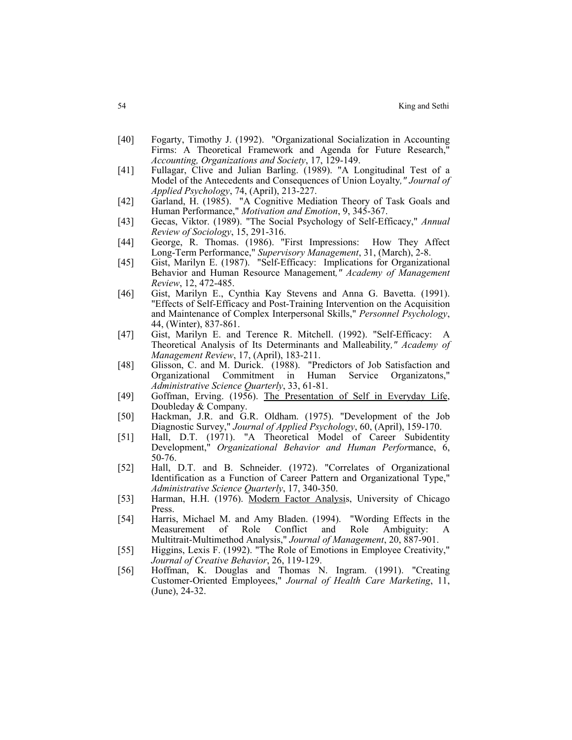[40] Fogarty, Timothy J. (1992). "Organizational Socialization in Accounting Firms: A Theoretical Framework and Agenda for Future Research," *Accounting, Organizations and Society*, 17, 129-149.

[41] Fullagar, Clive and Julian Barling. (1989). "A Longitudinal Test of a Model of the Antecedents and Consequences of Union Loyalty*," Journal of Applied Psychology*, 74, (April), 213-227.

[42] Garland, H. (1985). "A Cognitive Mediation Theory of Task Goals and Human Performance," *Motivation and Emotion*, 9, 345-367.

[43] Gecas, Viktor. (1989). "The Social Psychology of Self-Efficacy," *Annual Review of Sociology*, 15, 291-316.

[44] George, R. Thomas. (1986). "First Impressions: How They Affect Long-Term Performance," *Supervisory Management*, 31, (March), 2-8.

[45] Gist, Marilyn E. (1987). "Self-Efficacy: Implications for Organizational Behavior and Human Resource Management*," Academy of Management Review*, 12, 472-485.

[46] Gist, Marilyn E., Cynthia Kay Stevens and Anna G. Bavetta. (1991). "Effects of Self-Efficacy and Post-Training Intervention on the Acquisition and Maintenance of Complex Interpersonal Skills," *Personnel Psychology*, 44, (Winter), 837-861.

[47] Gist, Marilyn E. and Terence R. Mitchell. (1992). "Self-Efficacy: A Theoretical Analysis of Its Determinants and Malleability*," Academy of Management Review*, 17, (April), 183-211.

[48] Glisson, C. and M. Durick. (1988). "Predictors of Job Satisfaction and Organizational Commitment in Human Service Organizatons," *Administrative Science Quarterly*, 33, 61-81.

[49] Goffman, Erving. (1956). The Presentation of Self in Everyday Life, Doubleday & Company.

[50] Hackman, J.R. and G.R. Oldham. (1975). "Development of the Job Diagnostic Survey," *Journal of Applied Psychology*, 60, (April), 159-170.

[51] Hall, D.T. (1971). "A Theoretical Model of Career Subidentity Development," *Organizational Behavior and Human Performance*, 6, 50-76.

[52] Hall, D.T. and B. Schneider. (1972). "Correlates of Organizational Identification as a Function of Career Pattern and Organizational Type," *Administrative Science Quarterly*, 17, 340-350.

[53] Harman, H.H. (1976). Modern Factor Analysis, University of Chicago Press.

[54] Harris, Michael M. and Amy Bladen. (1994). "Wording Effects in the Measurement of Role Conflict and Role Ambiguity: A Multitrait-Multimethod Analysis," *Journal of Management*, 20, 887-901.

[55] Higgins, Lexis F. (1992). "The Role of Emotions in Employee Creativity," *Journal of Creative Behavior*, 26, 119-129.

[56] Hoffman, K. Douglas and Thomas N. Ingram. (1991). "Creating Customer-Oriented Employees," *Journal of Health Care Marketing*, 11, (June), 24-32.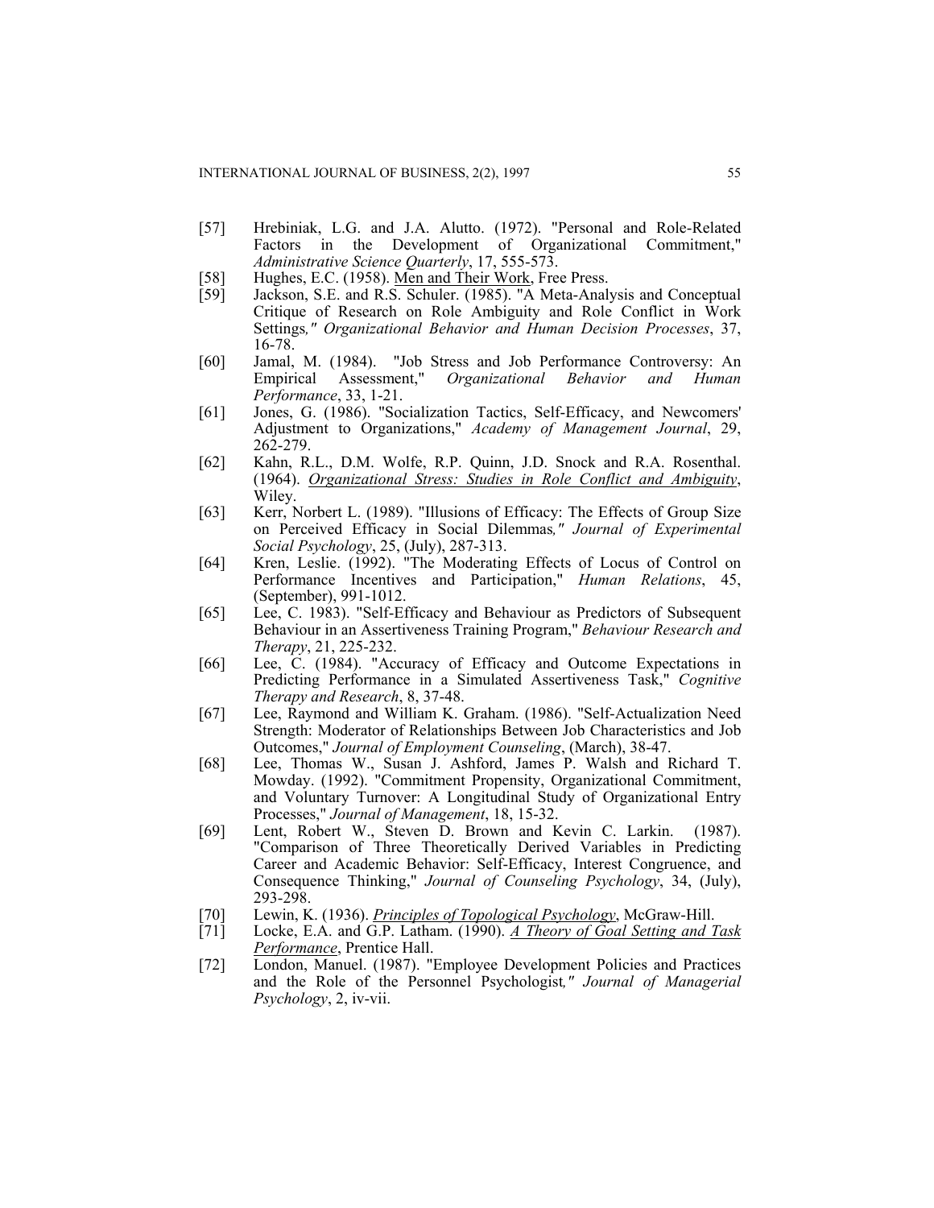[57] Hrebiniak, L.G. and J.A. Alutto. (1972). "Personal and Role-Related Factors in the Development of Organizational Commitment," *Administrative Science Quarterly*, 17, 555-573.

[58] Hughes, E.C. (1958). Men and Their Work, Free Press.

[59] Jackson, S.E. and R.S. Schuler. (1985). "A Meta-Analysis and Conceptual Critique of Research on Role Ambiguity and Role Conflict in Work Settings," *Organizational Behavior and Human Decision Processes*, 37, 16-78.

[60] Jamal, M. (1984). "Job Stress and Job Performance Controversy: An Empirical Assessment," *Organizational Behavior and Human Performance*, 33, 1-21.

[61] Jones, G. (1986). "Socialization Tactics, Self-Efficacy, and Newcomers' Adjustment to Organizations," *Academy of Management Journal*, 29, 262-279.

[62] Kahn, R.L., D.M. Wolfe, R.P. Quinn, J.D. Snock and R.A. Rosenthal. (1964). *Organizational Stress: Studies in Role Conflict and Ambiguity*, Wiley.

[63] Kerr, Norbert L. (1989). "Illusions of Efficacy: The Effects of Group Size on Perceived Efficacy in Social Dilemmas," *Journal of Experimental Social Psychology*, 25, (July), 287-313.

[64] Kren, Leslie. (1992). "The Moderating Effects of Locus of Control on Performance Incentives and Participation," *Human Relations*, 45, (September), 991-1012.

[65] Lee, C. 1983). "Self-Efficacy and Behaviour as Predictors of Subsequent Behaviour in an Assertiveness Training Program," *Behaviour Research and Therapy*, 21, 225-232.

[66] Lee, C. (1984). "Accuracy of Efficacy and Outcome Expectations in Predicting Performance in a Simulated Assertiveness Task," *Cognitive Therapy and Research*, 8, 37-48.

[67] Lee, Raymond and William K. Graham. (1986). "Self-Actualization Need Strength: Moderator of Relationships Between Job Characteristics and Job Outcomes," *Journal of Employment Counseling*, (March), 38-47.

[68] Lee, Thomas W., Susan J. Ashford, James P. Walsh and Richard T. Mowday. (1992). "Commitment Propensity, Organizational Commitment, and Voluntary Turnover: A Longitudinal Study of Organizational Entry Processes," *Journal of Management*, 18, 15-32.

[69] Lent, Robert W., Steven D. Brown and Kevin C. Larkin. (1987). "Comparison of Three Theoretically Derived Variables in Predicting Career and Academic Behavior: Self-Efficacy, Interest Congruence, and Consequence Thinking," *Journal of Counseling Psychology*, 34, (July), 293-298.

[70] Lewin, K. (1936). *Principles of Topological Psychology*, McGraw-Hill.

[71] Locke, E.A. and G.P. Latham. (1990). *A Theory of Goal Setting and Task Performance*, Prentice Hall.

[72] London, Manuel. (1987). "Employee Development Policies and Practices and the Role of the Personnel Psychologist," *Journal of Managerial Psychology*, 2, iv-vii.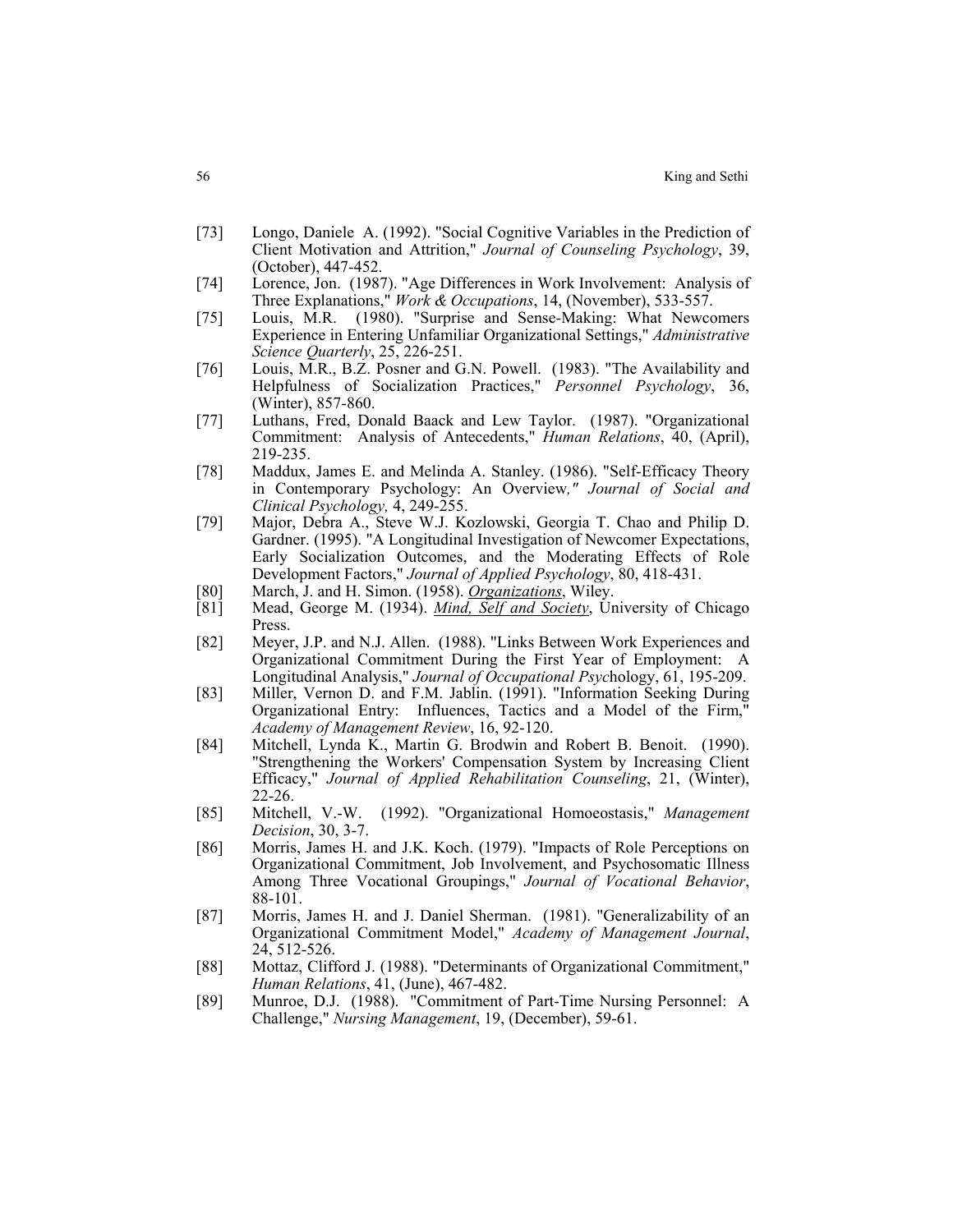[73] Longo, Daniele A. (1992). "Social Cognitive Variables in the Prediction of Client Motivation and Attrition," *Journal of Counseling Psychology*, 39, (October), 447-452.

[74] Lorence, Jon. (1987). "Age Differences in Work Involvement: Analysis of Three Explanations," *Work & Occupations*, 14, (November), 533-557.

[75] Louis, M.R. (1980). "Surprise and Sense-Making: What Newcomers Experience in Entering Unfamiliar Organizational Settings," *Administrative Science Quarterly*, 25, 226-251.

[76] Louis, M.R., B.Z. Posner and G.N. Powell. (1983). "The Availability and Helpfulness of Socialization Practices," *Personnel Psychology*, 36, (Winter), 857-860.

[77] Luthans, Fred, Donald Baack and Lew Taylor. (1987). "Organizational Commitment: Analysis of Antecedents," *Human Relations*, 40, (April), 219-235.

[78] Maddux, James E. and Melinda A. Stanley. (1986). "Self-Efficacy Theory in Contemporary Psychology: An Overview," *Journal of Social and Clinical Psychology,* 4, 249-255.

[79] Major, Debra A., Steve W.J. Kozlowski, Georgia T. Chao and Philip D. Gardner. (1995). "A Longitudinal Investigation of Newcomer Expectations, Early Socialization Outcomes, and the Moderating Effects of Role Development Factors," *Journal of Applied Psychology*, 80, 418-431.

[80] March, J. and H. Simon. (1958). *Organizations*, Wiley.

[81] Mead, George M. (1934). *Mind, Self and Society*, University of Chicago Press.

[82] Meyer, J.P. and N.J. Allen. (1988). "Links Between Work Experiences and Organizational Commitment During the First Year of Employment: A Longitudinal Analysis," *Journal of Occupational Psychology*, 61, 195-209.

[83] Miller, Vernon D. and F.M. Jablin. (1991). "Information Seeking During Organizational Entry: Influences, Tactics and a Model of the Firm," *Academy of Management Review*, 16, 92-120.

[84] Mitchell, Lynda K., Martin G. Brodwin and Robert B. Benoit. (1990). "Strengthening the Workers' Compensation System by Increasing Client Efficacy," *Journal of Applied Rehabilitation Counseling*, 21, (Winter), 22-26.

[85] Mitchell, V.-W. (1992). "Organizational Homoeostasis," *Management Decision*, 30, 3-7.

[86] Morris, James H. and J.K. Koch. (1979). "Impacts of Role Perceptions on Organizational Commitment, Job Involvement, and Psychosomatic Illness Among Three Vocational Groupings," *Journal of Vocational Behavior*, 88-101.

[87] Morris, James H. and J. Daniel Sherman. (1981). "Generalizability of an Organizational Commitment Model," *Academy of Management Journal*, 24, 512-526.

[88] Mottaz, Clifford J. (1988). "Determinants of Organizational Commitment," *Human Relations*, 41, (June), 467-482.

[89] Munroe, D.J. (1988). "Commitment of Part-Time Nursing Personnel: A Challenge," *Nursing Management*, 19, (December), 59-61.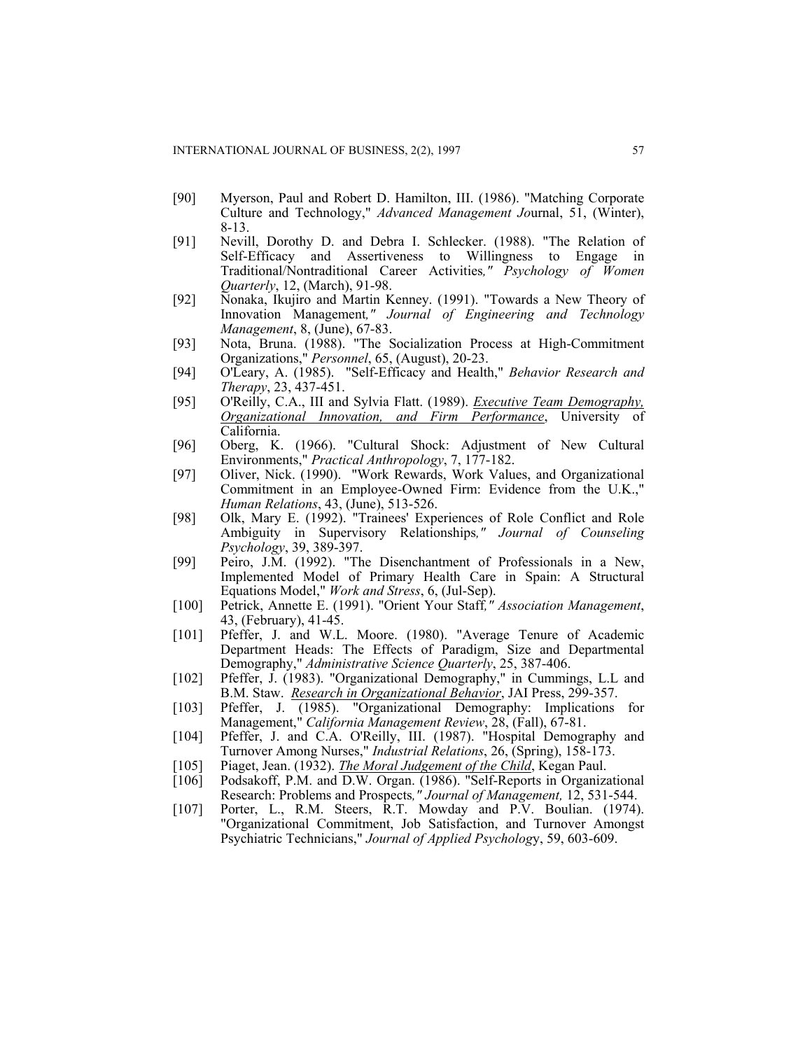[90] Myerson, Paul and Robert D. Hamilton, III. (1986). "Matching Corporate Culture and Technology," *Advanced Management Jo*urnal, 51, (Winter), 8-13.

[91] Nevill, Dorothy D. and Debra I. Schlecker. (1988). "The Relation of Self-Efficacy and Assertiveness to Willingness to Engage in Traditional/Nontraditional Career Activities*," Psychology of Women Quarterly*, 12, (March), 91-98.

[92] Nonaka, Ikujiro and Martin Kenney. (1991). "Towards a New Theory of Innovation Management*," Journal of Engineering and Technology Management*, 8, (June), 67-83.

[93] Nota, Bruna. (1988). "The Socialization Process at High-Commitment Organizations," *Personnel*, 65, (August), 20-23.

[94] O'Leary, A. (1985). "Self-Efficacy and Health," *Behavior Research and Therapy*, 23, 437-451.

[95] O'Reilly, C.A., III and Sylvia Flatt. (1989). <u>Executive Team Demography, Organizational Innovation, and Firm Performance</u>, University of California.

[96] Oberg, K. (1966). "Cultural Shock: Adjustment of New Cultural Environments," *Practical Anthropology*, 7, 177-182.

[97] Oliver, Nick. (1990). "Work Rewards, Work Values, and Organizational Commitment in an Employee-Owned Firm: Evidence from the U.K.," *Human Relations*, 43, (June), 513-526.

[98] Olk, Mary E. (1992). "Trainees' Experiences of Role Conflict and Role Ambiguity in Supervisory Relationships*," Journal of Counseling Psychology*, 39, 389-397.

[99] Peiro, J.M. (1992). "The Disenchantment of Professionals in a New, Implemented Model of Primary Health Care in Spain: A Structural Equations Model," *Work and Stress*, 6, (Jul-Sep).

[100] Petrick, Annette E. (1991). "Orient Your Staff*," Association Management*, 43, (February), 41-45.

[101] Pfeffer, J. and W.L. Moore. (1980). "Average Tenure of Academic Department Heads: The Effects of Paradigm, Size and Departmental Demography," *Administrative Science Quarterly*, 25, 387-406.

[102] Pfeffer, J. (1983). "Organizational Demography," in Cummings, L.L and B.M. Staw. <u>*Research in Organizational Behavior*</u>, JAI Press, 299-357.

[103] Pfeffer, J. (1985). "Organizational Demography: Implications for Management," *California Management Review*, 28, (Fall), 67-81.

[104] Pfeffer, J. and C.A. O'Reilly, III. (1987). "Hospital Demography and Turnover Among Nurses," *Industrial Relations*, 26, (Spring), 158-173.

[105] Piaget, Jean. (1932). <u>*The Moral Judgement of the Child*</u>, Kegan Paul.

[106] Podsakoff, P.M. and D.W. Organ. (1986). "Self-Reports in Organizational Research: Problems and Prospects*," Journal of Management,* 12, 531-544.

[107] Porter, L., R.M. Steers, R.T. Mowday and P.V. Boulian. (1974). "Organizational Commitment, Job Satisfaction, and Turnover Amongst Psychiatric Technicians," *Journal of Applied Psycholog*y, 59, 603-609.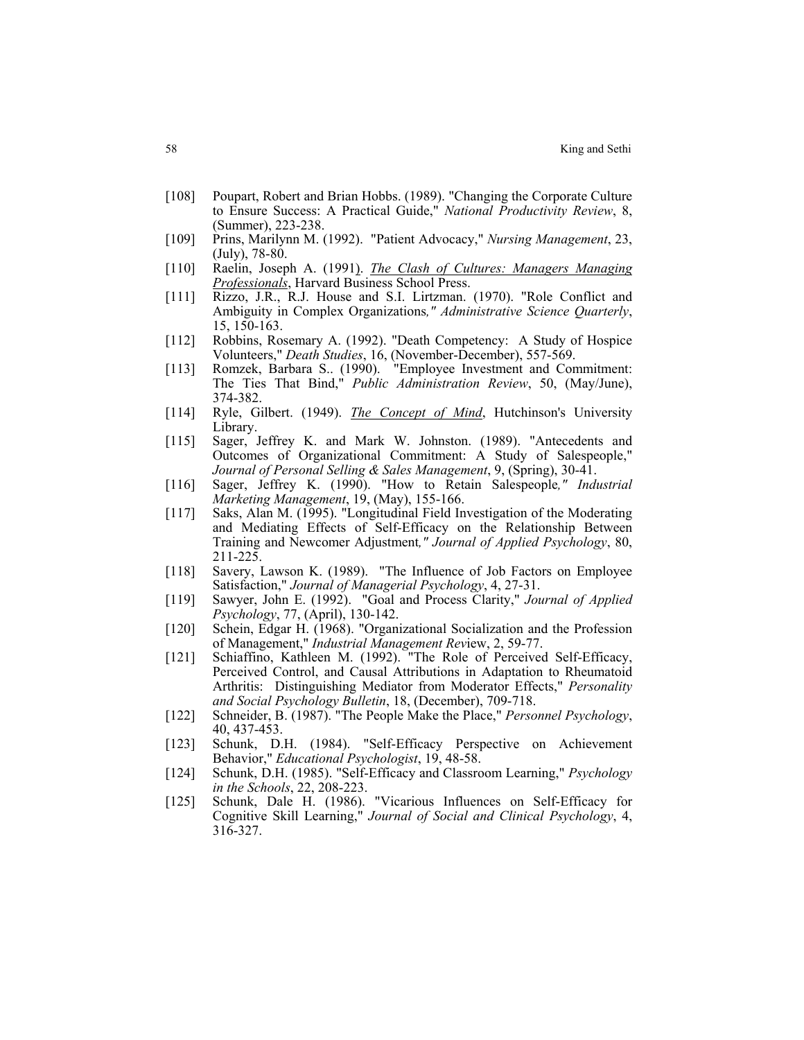[108] Poupart, Robert and Brian Hobbs. (1989). "Changing the Corporate Culture to Ensure Success: A Practical Guide," *National Productivity Review*, 8, (Summer), 223-238.

[109] Prins, Marilynn M. (1992). "Patient Advocacy," *Nursing Management*, 23, (July), 78-80.

[110] Raelin, Joseph A. (1991). *The Clash of Cultures: Managers Managing Professionals*, Harvard Business School Press.

[111] Rizzo, J.R., R.J. House and S.I. Lirtzman. (1970). "Role Conflict and Ambiguity in Complex Organizations," *Administrative Science Quarterly*, 15, 150-163.

[112] Robbins, Rosemary A. (1992). "Death Competency: A Study of Hospice Volunteers," *Death Studies*, 16, (November-December), 557-569.

[113] Romzek, Barbara S.. (1990). "Employee Investment and Commitment: The Ties That Bind," *Public Administration Review*, 50, (May/June), 374-382.

[114] Ryle, Gilbert. (1949). *The Concept of Mind*, Hutchinson's University Library.

[115] Sager, Jeffrey K. and Mark W. Johnston. (1989). "Antecedents and Outcomes of Organizational Commitment: A Study of Salespeople," *Journal of Personal Selling & Sales Management*, 9, (Spring), 30-41.

[116] Sager, Jeffrey K. (1990). "How to Retain Salespeople," *Industrial Marketing Management*, 19, (May), 155-166.

[117] Saks, Alan M. (1995). "Longitudinal Field Investigation of the Moderating and Mediating Effects of Self-Efficacy on the Relationship Between Training and Newcomer Adjustment," *Journal of Applied Psychology*, 80, 211-225.

[118] Savery, Lawson K. (1989). "The Influence of Job Factors on Employee Satisfaction," *Journal of Managerial Psychology*, 4, 27-31.

[119] Sawyer, John E. (1992). "Goal and Process Clarity," *Journal of Applied Psychology*, 77, (April), 130-142.

[120] Schein, Edgar H. (1968). "Organizational Socialization and the Profession of Management," *Industrial Management Review*, 2, 59-77.

[121] Schiaffino, Kathleen M. (1992). "The Role of Perceived Self-Efficacy, Perceived Control, and Causal Attributions in Adaptation to Rheumatoid Arthritis: Distinguishing Mediator from Moderator Effects," *Personality and Social Psychology Bulletin*, 18, (December), 709-718.

[122] Schneider, B. (1987). "The People Make the Place," *Personnel Psychology*, 40, 437-453.

[123] Schunk, D.H. (1984). "Self-Efficacy Perspective on Achievement Behavior," *Educational Psychologist*, 19, 48-58.

[124] Schunk, D.H. (1985). "Self-Efficacy and Classroom Learning," *Psychology in the Schools*, 22, 208-223.

[125] Schunk, Dale H. (1986). "Vicarious Influences on Self-Efficacy for Cognitive Skill Learning," *Journal of Social and Clinical Psychology*, 4, 316-327.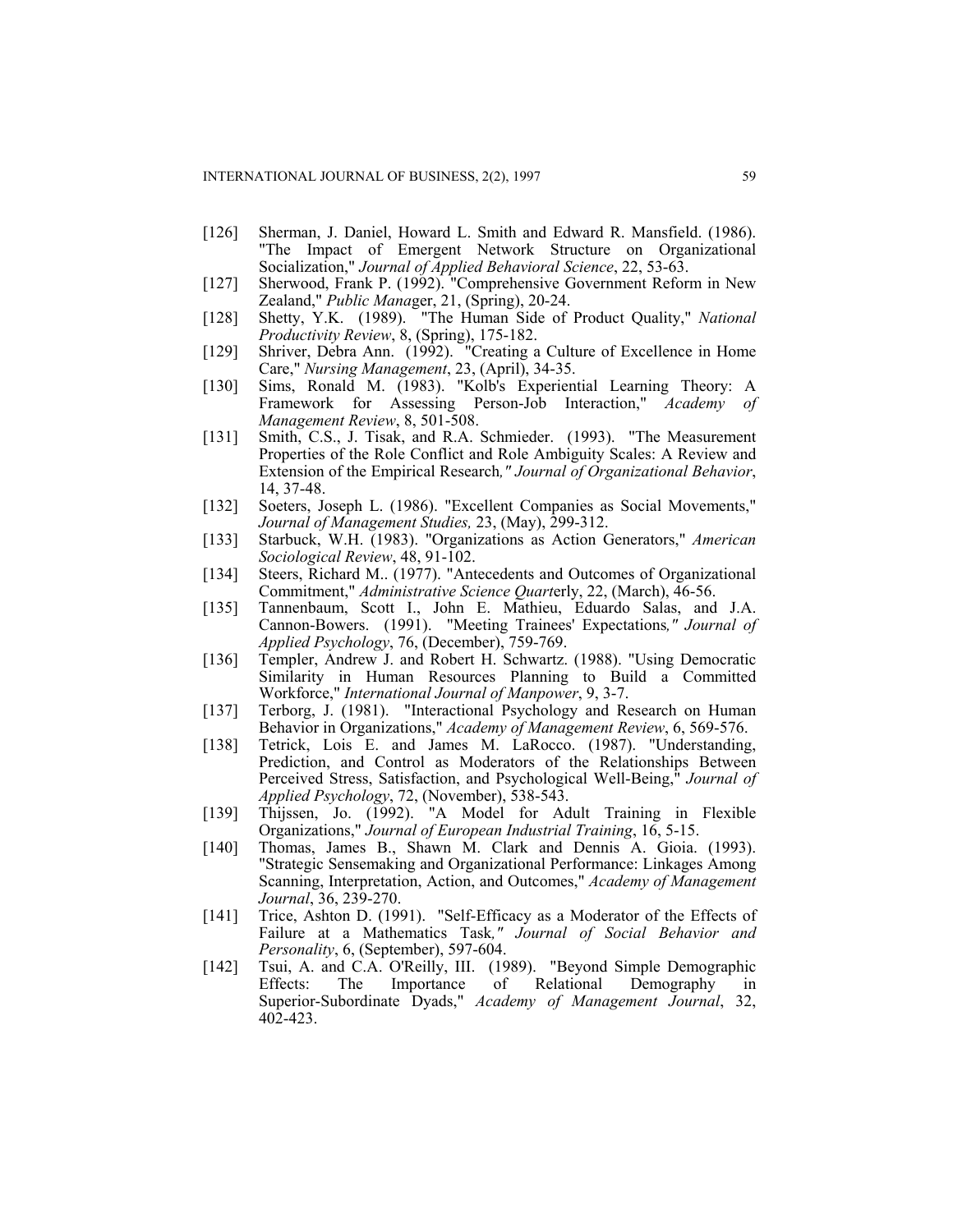[126] Sherman, J. Daniel, Howard L. Smith and Edward R. Mansfield. (1986). "The Impact of Emergent Network Structure on Organizational Socialization," *Journal of Applied Behavioral Science*, 22, 53-63.

[127] Sherwood, Frank P. (1992). "Comprehensive Government Reform in New Zealand," *Public Manag*er, 21, (Spring), 20-24.

[128] Shetty, Y.K. (1989). "The Human Side of Product Quality," *National Productivity Review*, 8, (Spring), 175-182.

[129] Shriver, Debra Ann. (1992). "Creating a Culture of Excellence in Home Care," *Nursing Management*, 23, (April), 34-35.

[130] Sims, Ronald M. (1983). "Kolb's Experiential Learning Theory: A Framework for Assessing Person-Job Interaction," *Academy of Management Review*, 8, 501-508.

[131] Smith, C.S., J. Tisak, and R.A. Schmieder. (1993). "The Measurement Properties of the Role Conflict and Role Ambiguity Scales: A Review and Extension of the Empirical Research*," Journal of Organizational Behavior*, 14, 37-48.

[132] Soeters, Joseph L. (1986). "Excellent Companies as Social Movements," *Journal of Management Studies,* 23, (May), 299-312.

[133] Starbuck, W.H. (1983). "Organizations as Action Generators," *American Sociological Review*, 48, 91-102.

[134] Steers, Richard M.. (1977). "Antecedents and Outcomes of Organizational Commitment," *Administrative Science Quart*erly, 22, (March), 46-56.

[135] Tannenbaum, Scott I., John E. Mathieu, Eduardo Salas, and J.A. Cannon-Bowers. (1991). "Meeting Trainees' Expectations*," Journal of Applied Psychology*, 76, (December), 759-769.

[136] Templer, Andrew J. and Robert H. Schwartz. (1988). "Using Democratic Similarity in Human Resources Planning to Build a Committed Workforce," *International Journal of Manpower*, 9, 3-7.

[137] Terborg, J. (1981). "Interactional Psychology and Research on Human Behavior in Organizations," *Academy of Management Review*, 6, 569-576.

[138] Tetrick, Lois E. and James M. LaRocco. (1987). "Understanding, Prediction, and Control as Moderators of the Relationships Between Perceived Stress, Satisfaction, and Psychological Well-Being," *Journal of Applied Psychology*, 72, (November), 538-543.

[139] Thijssen, Jo. (1992). "A Model for Adult Training in Flexible Organizations," *Journal of European Industrial Training*, 16, 5-15.

[140] Thomas, James B., Shawn M. Clark and Dennis A. Gioia. (1993). "Strategic Sensemaking and Organizational Performance: Linkages Among Scanning, Interpretation, Action, and Outcomes," *Academy of Management Journal*, 36, 239-270.

[141] Trice, Ashton D. (1991). "Self-Efficacy as a Moderator of the Effects of Failure at a Mathematics Task*," Journal of Social Behavior and Personality*, 6, (September), 597-604.

[142] Tsui, A. and C.A. O'Reilly, III. (1989). "Beyond Simple Demographic Effects: The Importance of Relational Demography in Superior-Subordinate Dyads," *Academy of Management Journal*, 32, 402-423.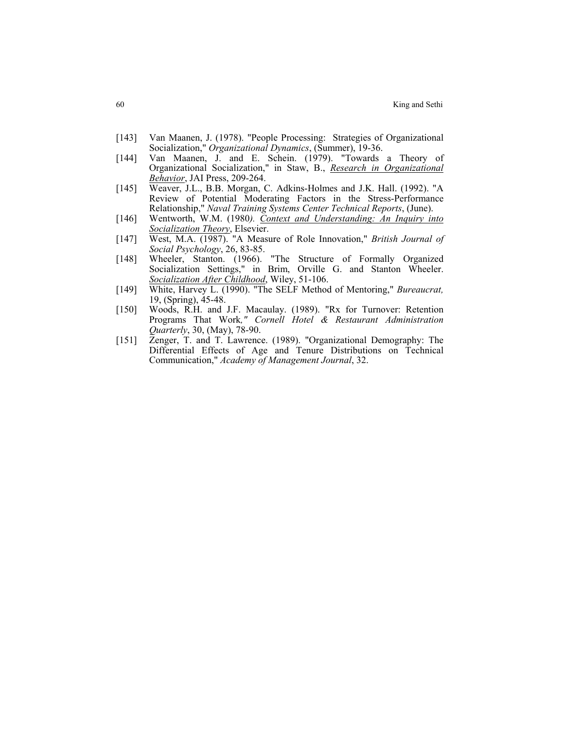[143] Van Maanen, J. (1978). "People Processing: Strategies of Organizational Socialization," *Organizational Dynamics*, (Summer), 19-36.

[144] Van Maanen, J. and E. Schein. (1979). "Towards a Theory of Organizational Socialization," in Staw, B., *Research in Organizational Behavior*, JAI Press, 209-264.

[145] Weaver, J.L., B.B. Morgan, C. Adkins-Holmes and J.K. Hall. (1992). "A Review of Potential Moderating Factors in the Stress-Performance Relationship," *Naval Training Systems Center Technical Reports*, (June).

[146] Wentworth, W.M. (1980). *Context and Understanding: An Inquiry into Socialization Theory*, Elsevier.

[147] West, M.A. (1987). "A Measure of Role Innovation," *British Journal of Social Psychology*, 26, 83-85.

[148] Wheeler, Stanton. (1966). "The Structure of Formally Organized Socialization Settings," in Brim, Orville G. and Stanton Wheeler. *Socialization After Childhood*, Wiley, 51-106.

[149] White, Harvey L. (1990). "The SELF Method of Mentoring," *Bureaucrat,* 19, (Spring), 45-48.

[150] Woods, R.H. and J.F. Macaulay. (1989). "Rx for Turnover: Retention Programs That Work," *Cornell Hotel & Restaurant Administration Quarterly*, 30, (May), 78-90.

[151] Zenger, T. and T. Lawrence. (1989). "Organizational Demography: The Differential Effects of Age and Tenure Distributions on Technical Communication," *Academy of Management Journal*, 32.